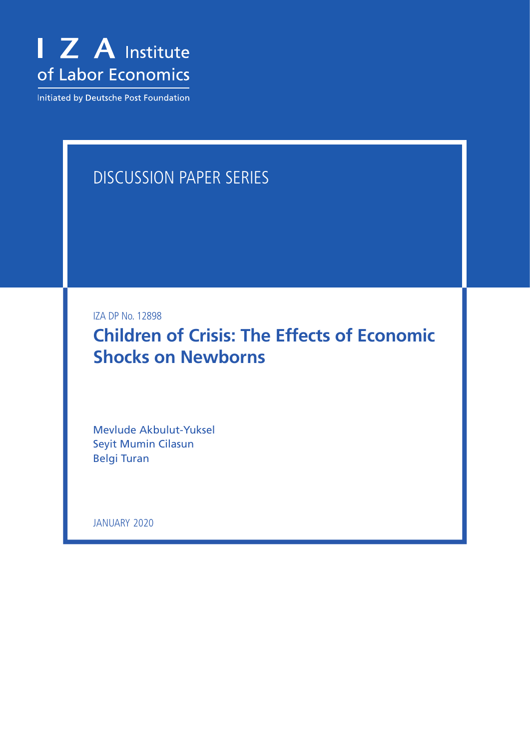I Z A Institute of Labor Economics

Initiated by Deutsche Post Foundation

DISCUSSION PAPER SERIES

IZA DP No. 12898

# Children of Crisis: The Effects of Economic Shocks on Newborns

Mevlude Akbulut-Yuksel
Seyit Mumin Cilasun
Belgi Turan

JANUARY 2020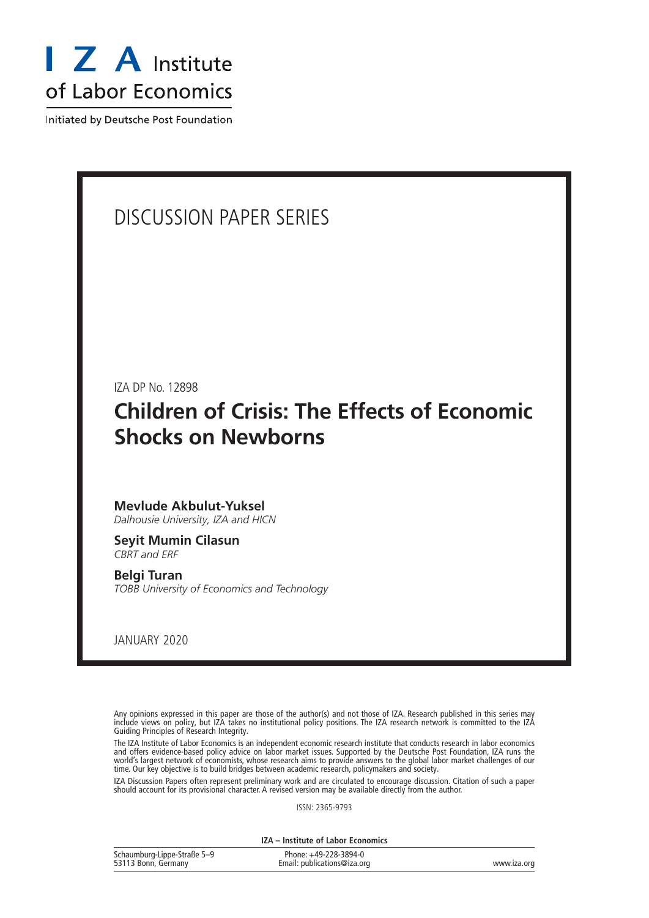# I Z A Institute of Labor Economics

Initiated by Deutsche Post Foundation

DISCUSSION PAPER SERIES

IZA DP No. 12898

## Children of Crisis: The Effects of Economic Shocks on Newborns

**Mevlude Akbulut-Yuksel**
*Dalhousie University, IZA and HICN*

**Seyit Mumin Cilasun**
*CBRT and ERF*

**Belgi Turan**
*TOBB University of Economics and Technology*

JANUARY 2020

Any opinions expressed in this paper are those of the author(s) and not those of IZA. Research published in this series may include views on policy, but IZA takes no institutional policy positions. The IZA research network is committed to the IZA Guiding Principles of Research Integrity.

The IZA Institute of Labor Economics is an independent economic research institute that conducts research in labor economics and offers evidence-based policy advice on labor market issues. Supported by the Deutsche Post Foundation, IZA runs the world's largest network of economists, whose research aims to provide answers to the global labor market challenges of our time. Our key objective is to build bridges between academic research, policymakers and society.

IZA Discussion Papers often represent preliminary work and are circulated to encourage discussion. Citation of such a paper should account for its provisional character. A revised version may be available directly from the author.

ISSN: 2365-9793

**IZA – Institute of Labor Economics**

Schaumburg-Lippe-Straße 5–9
53113 Bonn, Germany

Phone: +49-228-3894-0
Email: publications@iza.org

www.iza.org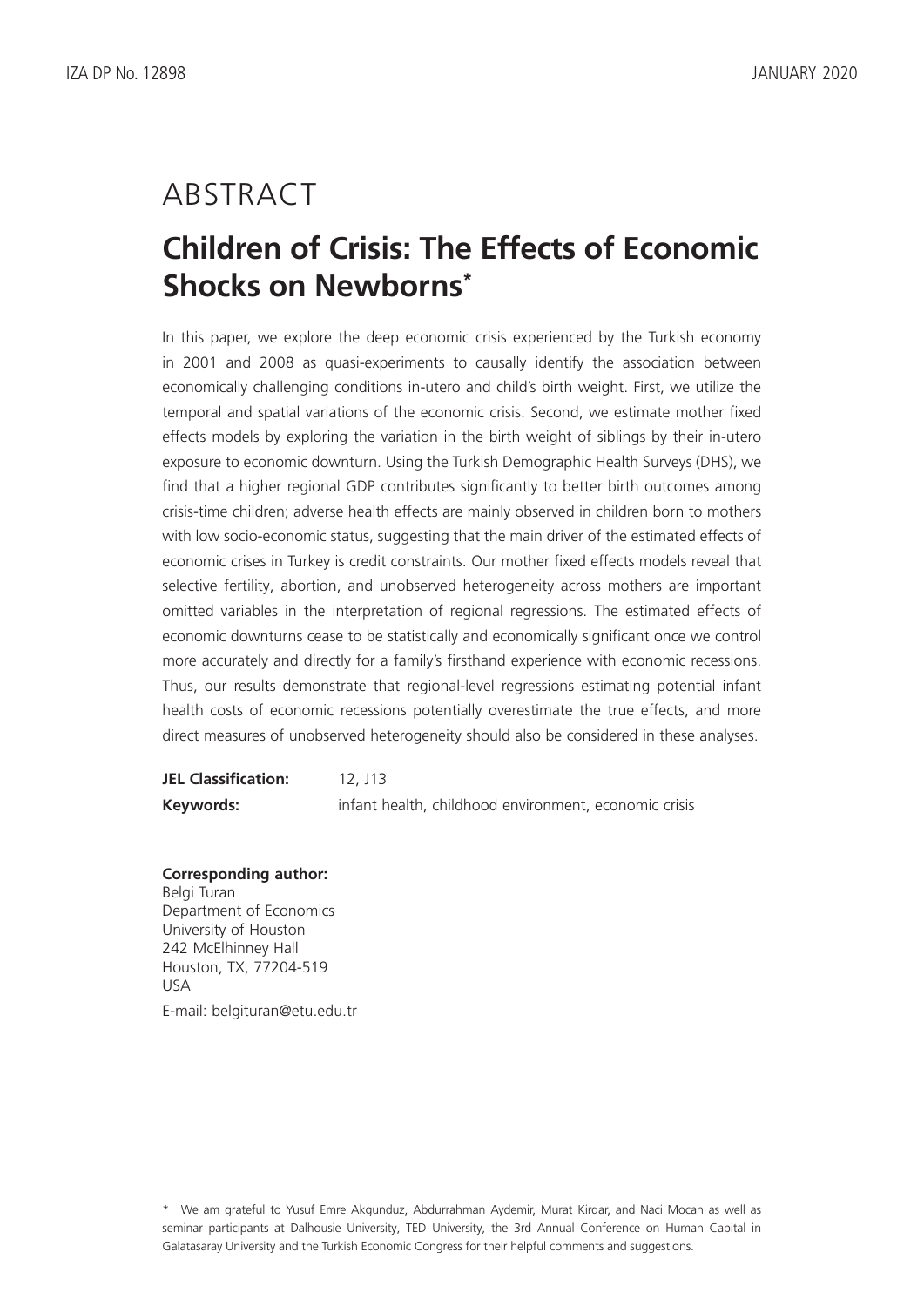# ABSTRACT

## Children of Crisis: The Effects of Economic Shocks on Newborns*

In this paper, we explore the deep economic crisis experienced by the Turkish economy in 2001 and 2008 as quasi-experiments to causally identify the association between economically challenging conditions in-utero and child's birth weight. First, we utilize the temporal and spatial variations of the economic crisis. Second, we estimate mother fixed effects models by exploring the variation in the birth weight of siblings by their in-utero exposure to economic downturn. Using the Turkish Demographic Health Surveys (DHS), we find that a higher regional GDP contributes significantly to better birth outcomes among crisis-time children; adverse health effects are mainly observed in children born to mothers with low socio-economic status, suggesting that the main driver of the estimated effects of economic crises in Turkey is credit constraints. Our mother fixed effects models reveal that selective fertility, abortion, and unobserved heterogeneity across mothers are important omitted variables in the interpretation of regional regressions. The estimated effects of economic downturns cease to be statistically and economically significant once we control more accurately and directly for a family's firsthand experience with economic recessions. Thus, our results demonstrate that regional-level regressions estimating potential infant health costs of economic recessions potentially overestimate the true effects, and more direct measures of unobserved heterogeneity should also be considered in these analyses.

**JEL Classification:** I2, J13

**Keywords:** infant health, childhood environment, economic crisis

**Corresponding author:**
Belgi Turan
Department of Economics
University of Houston
242 McElhinney Hall
Houston, TX, 77204-519
USA

E-mail: belgituran@etu.edu.tr

---

* We am grateful to Yusuf Emre Akgunduz, Abdurrahman Aydemir, Murat Kirdar, and Naci Mocan as well as seminar participants at Dalhousie University, TED University, the 3rd Annual Conference on Human Capital in Galatasaray University and the Turkish Economic Congress for their helpful comments and suggestions.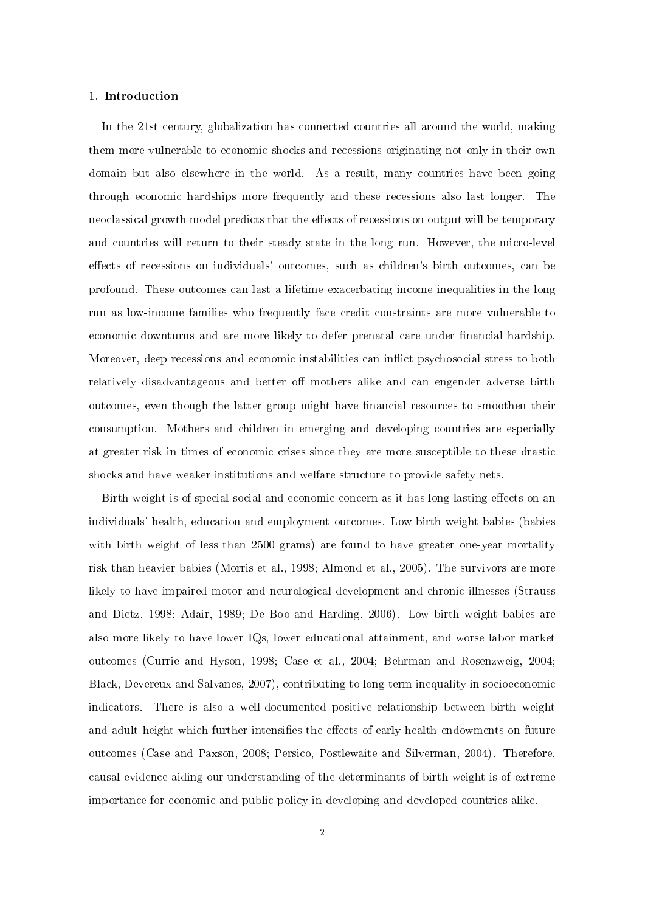## 1. **Introduction**

In the 21st century, globalization has connected countries all around the world, making them more vulnerable to economic shocks and recessions originating not only in their own domain but also elsewhere in the world. As a result, many countries have been going through economic hardships more frequently and these recessions also last longer. The neoclassical growth model predicts that the effects of recessions on output will be temporary and countries will return to their steady state in the long run. However, the micro-level effects of recessions on individuals' outcomes, such as children's birth outcomes, can be profound. These outcomes can last a lifetime exacerbating income inequalities in the long run as low-income families who frequently face credit constraints are more vulnerable to economic downturns and are more likely to defer prenatal care under financial hardship. Moreover, deep recessions and economic instabilities can inflict psychosocial stress to both relatively disadvantageous and better off mothers alike and can engender adverse birth outcomes, even though the latter group might have financial resources to smoothen their consumption. Mothers and children in emerging and developing countries are especially at greater risk in times of economic crises since they are more susceptible to these drastic shocks and have weaker institutions and welfare structure to provide safety nets.

Birth weight is of special social and economic concern as it has long lasting effects on an individuals' health, education and employment outcomes. Low birth weight babies (babies with birth weight of less than 2500 grams) are found to have greater one-year mortality risk than heavier babies (Morris et al., 1998; Almond et al., 2005). The survivors are more likely to have impaired motor and neurological development and chronic illnesses (Strauss and Dietz, 1998; Adair, 1989; De Boo and Harding, 2006). Low birth weight babies are also more likely to have lower IQs, lower educational attainment, and worse labor market outcomes (Currie and Hyson, 1998; Case et al., 2004; Behrman and Rosenzweig, 2004; Black, Devereux and Salvanes, 2007), contributing to long-term inequality in socioeconomic indicators. There is also a well-documented positive relationship between birth weight and adult height which further intensifies the effects of early health endowments on future outcomes (Case and Paxson, 2008; Persico, Postlewaite and Silverman, 2004). Therefore, causal evidence aiding our understanding of the determinants of birth weight is of extreme importance for economic and public policy in developing and developed countries alike.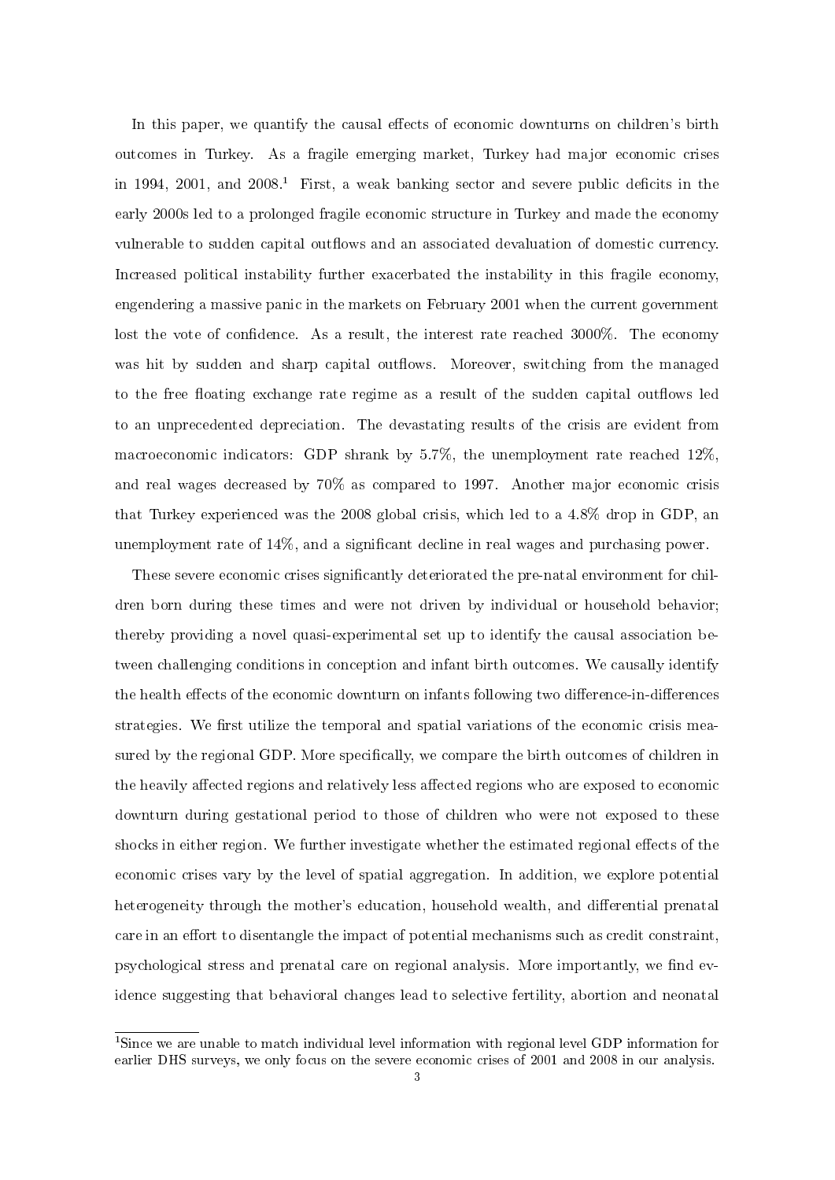In this paper, we quantify the causal effects of economic downturns on children's birth outcomes in Turkey. As a fragile emerging market, Turkey had major economic crises in 1994, 2001, and 2008.[1] First, a weak banking sector and severe public deficits in the early 2000s led to a prolonged fragile economic structure in Turkey and made the economy vulnerable to sudden capital outflows and an associated devaluation of domestic currency. Increased political instability further exacerbated the instability in this fragile economy, engendering a massive panic in the markets on February 2001 when the current government lost the vote of confidence. As a result, the interest rate reached 3000%. The economy was hit by sudden and sharp capital outflows. Moreover, switching from the managed to the free floating exchange rate regime as a result of the sudden capital outflows led to an unprecedented depreciation. The devastating results of the crisis are evident from macroeconomic indicators: GDP shrank by 5.7%, the unemployment rate reached 12%, and real wages decreased by 70% as compared to 1997. Another major economic crisis that Turkey experienced was the 2008 global crisis, which led to a 4.8% drop in GDP, an unemployment rate of 14%, and a significant decline in real wages and purchasing power.

These severe economic crises significantly deteriorated the pre-natal environment for children born during these times and were not driven by individual or household behavior; thereby providing a novel quasi-experimental set up to identify the causal association between challenging conditions in conception and infant birth outcomes. We causally identify the health effects of the economic downturn on infants following two difference-in-differences strategies. We first utilize the temporal and spatial variations of the economic crisis measured by the regional GDP. More specifically, we compare the birth outcomes of children in the heavily affected regions and relatively less affected regions who are exposed to economic downturn during gestational period to those of children who were not exposed to these shocks in either region. We further investigate whether the estimated regional effects of the economic crises vary by the level of spatial aggregation. In addition, we explore potential heterogeneity through the mother's education, household wealth, and differential prenatal care in an effort to disentangle the impact of potential mechanisms such as credit constraint, psychological stress and prenatal care on regional analysis. More importantly, we find evidence suggesting that behavioral changes lead to selective fertility, abortion and neonatal

[1] Since we are unable to match individual level information with regional level GDP information for earlier DHS surveys, we only focus on the severe economic crises of 2001 and 2008 in our analysis.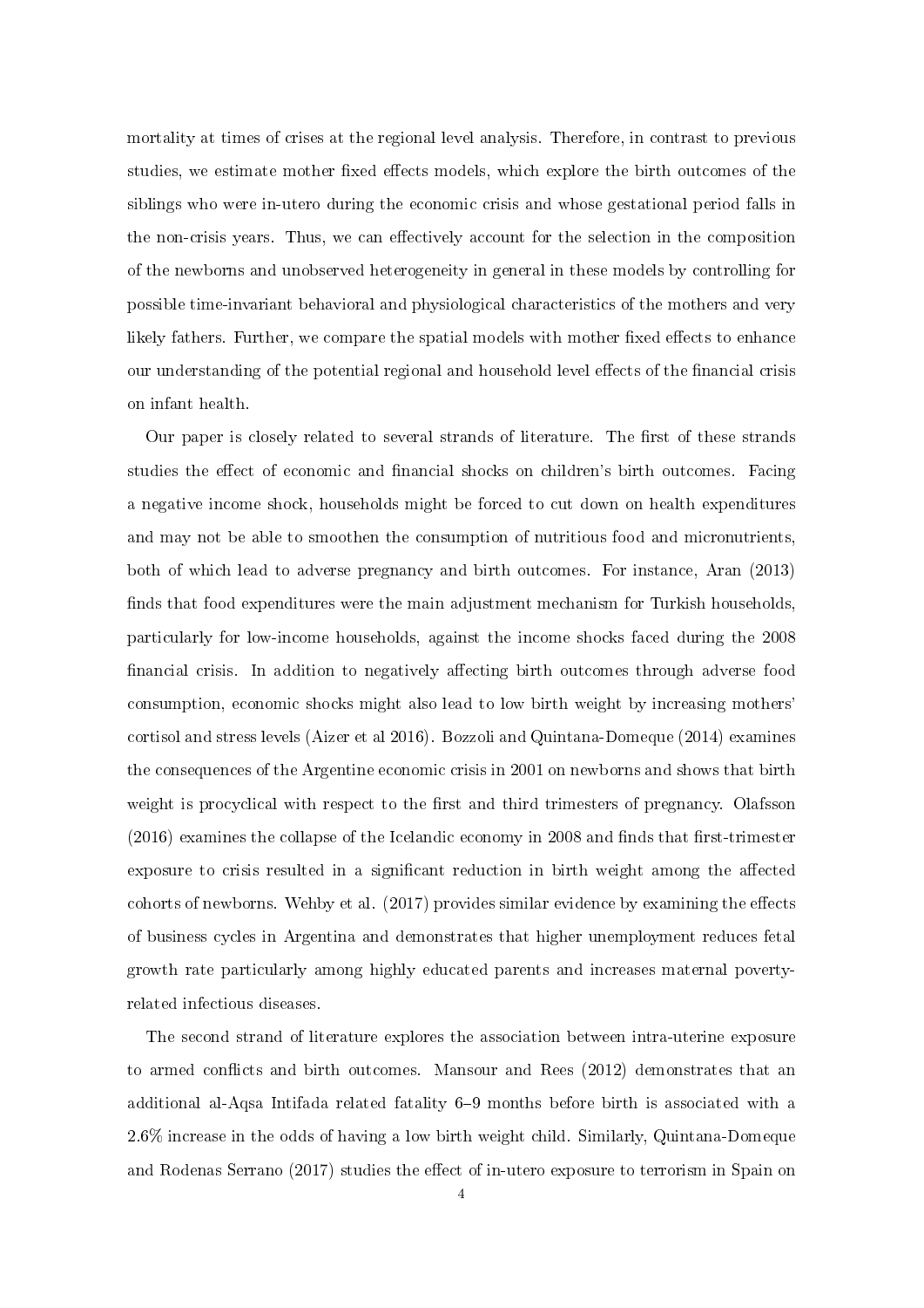mortality at times of crises at the regional level analysis. Therefore, in contrast to previous studies, we estimate mother fixed effects models, which explore the birth outcomes of the siblings who were in-utero during the economic crisis and whose gestational period falls in the non-crisis years. Thus, we can effectively account for the selection in the composition of the newborns and unobserved heterogeneity in general in these models by controlling for possible time-invariant behavioral and physiological characteristics of the mothers and very likely fathers. Further, we compare the spatial models with mother fixed effects to enhance our understanding of the potential regional and household level effects of the financial crisis on infant health.

Our paper is closely related to several strands of literature. The first of these strands studies the effect of economic and financial shocks on children's birth outcomes. Facing a negative income shock, households might be forced to cut down on health expenditures and may not be able to smoothen the consumption of nutritious food and micronutrients, both of which lead to adverse pregnancy and birth outcomes. For instance, Aran (2013) finds that food expenditures were the main adjustment mechanism for Turkish households, particularly for low-income households, against the income shocks faced during the 2008 financial crisis. In addition to negatively affecting birth outcomes through adverse food consumption, economic shocks might also lead to low birth weight by increasing mothers' cortisol and stress levels (Aizer et al 2016). Bozzoli and Quintana-Domeque (2014) examines the consequences of the Argentine economic crisis in 2001 on newborns and shows that birth weight is procyclical with respect to the first and third trimesters of pregnancy. Olafsson (2016) examines the collapse of the Icelandic economy in 2008 and finds that first-trimester exposure to crisis resulted in a significant reduction in birth weight among the affected cohorts of newborns. Wehby et al. (2017) provides similar evidence by examining the effects of business cycles in Argentina and demonstrates that higher unemployment reduces fetal growth rate particularly among highly educated parents and increases maternal poverty-related infectious diseases.

The second strand of literature explores the association between intra-uterine exposure to armed conflicts and birth outcomes. Mansour and Rees (2012) demonstrates that an additional al-Aqsa Intifada related fatality 6–9 months before birth is associated with a 2.6% increase in the odds of having a low birth weight child. Similarly, Quintana-Domeque and Rodenas Serrano (2017) studies the effect of in-utero exposure to terrorism in Spain on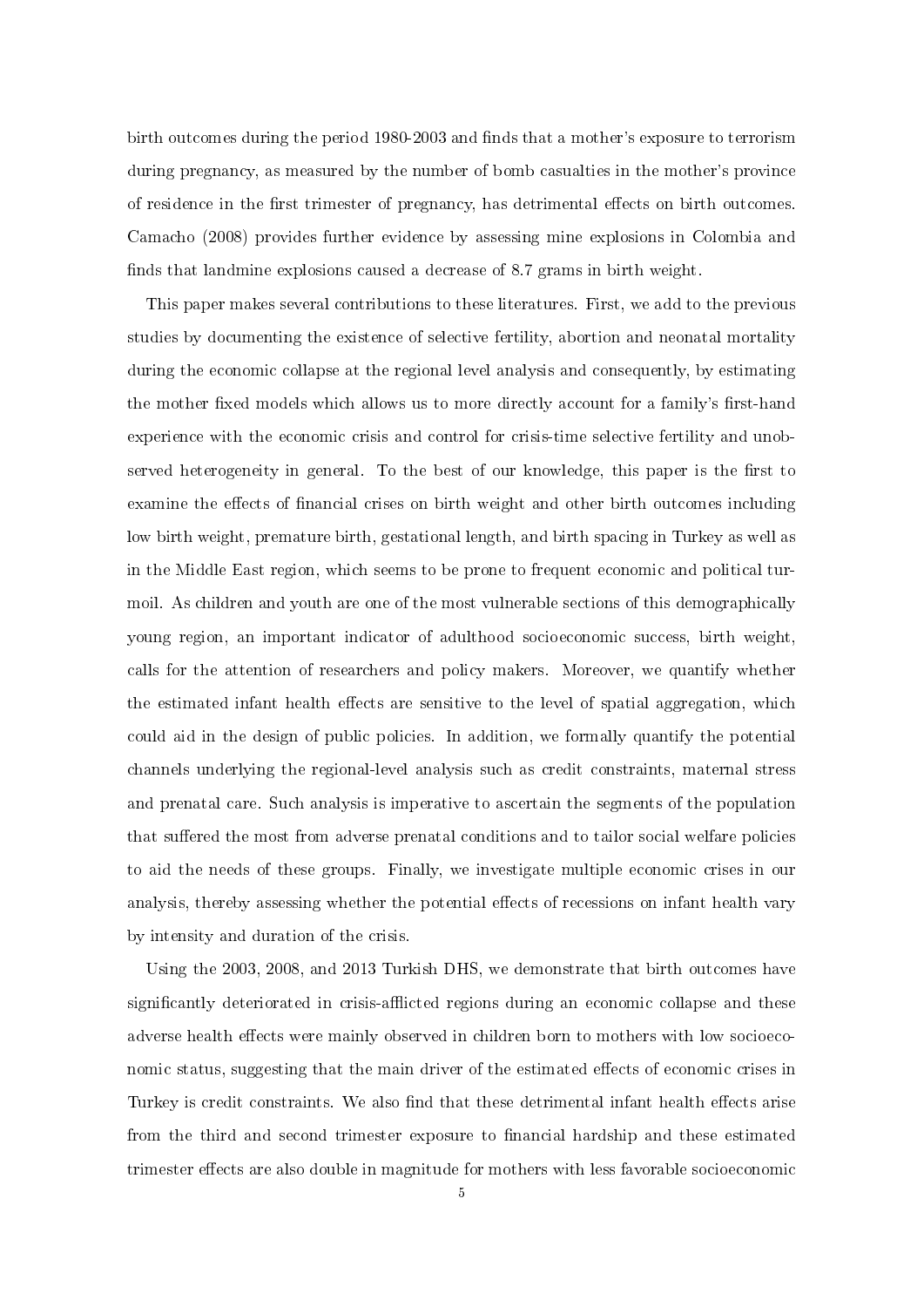birth outcomes during the period 1980-2003 and finds that a mother's exposure to terrorism during pregnancy, as measured by the number of bomb casualties in the mother's province of residence in the first trimester of pregnancy, has detrimental effects on birth outcomes. Camacho (2008) provides further evidence by assessing mine explosions in Colombia and finds that landmine explosions caused a decrease of 8.7 grams in birth weight.

This paper makes several contributions to these literatures. First, we add to the previous studies by documenting the existence of selective fertility, abortion and neonatal mortality during the economic collapse at the regional level analysis and consequently, by estimating the mother fixed models which allows us to more directly account for a family's first-hand experience with the economic crisis and control for crisis-time selective fertility and unobserved heterogeneity in general. To the best of our knowledge, this paper is the first to examine the effects of financial crises on birth weight and other birth outcomes including low birth weight, premature birth, gestational length, and birth spacing in Turkey as well as in the Middle East region, which seems to be prone to frequent economic and political turmoil. As children and youth are one of the most vulnerable sections of this demographically young region, an important indicator of adulthood socioeconomic success, birth weight, calls for the attention of researchers and policy makers. Moreover, we quantify whether the estimated infant health effects are sensitive to the level of spatial aggregation, which could aid in the design of public policies. In addition, we formally quantify the potential channels underlying the regional-level analysis such as credit constraints, maternal stress and prenatal care. Such analysis is imperative to ascertain the segments of the population that suffered the most from adverse prenatal conditions and to tailor social welfare policies to aid the needs of these groups. Finally, we investigate multiple economic crises in our analysis, thereby assessing whether the potential effects of recessions on infant health vary by intensity and duration of the crisis.

Using the 2003, 2008, and 2013 Turkish DHS, we demonstrate that birth outcomes have significantly deteriorated in crisis-afflicted regions during an economic collapse and these adverse health effects were mainly observed in children born to mothers with low socioeconomic status, suggesting that the main driver of the estimated effects of economic crises in Turkey is credit constraints. We also find that these detrimental infant health effects arise from the third and second trimester exposure to financial hardship and these estimated trimester effects are also double in magnitude for mothers with less favorable socioeconomic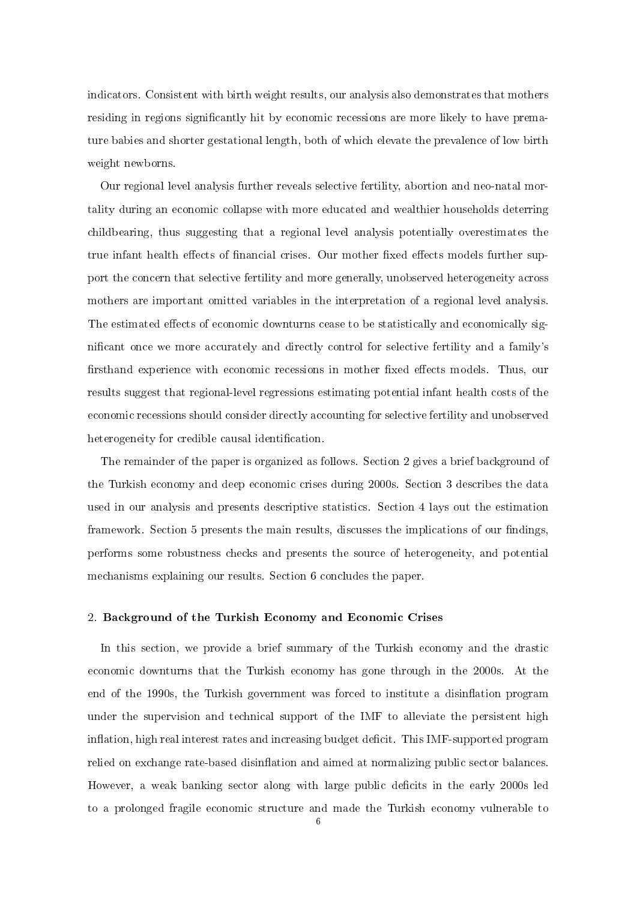indicators. Consistent with birth weight results, our analysis also demonstrates that mothers residing in regions significantly hit by economic recessions are more likely to have premature babies and shorter gestational length, both of which elevate the prevalence of low birth weight newborns.

Our regional level analysis further reveals selective fertility, abortion and neo-natal mortality during an economic collapse with more educated and wealthier households deterring childbearing, thus suggesting that a regional level analysis potentially overestimates the true infant health effects of financial crises. Our mother fixed effects models further support the concern that selective fertility and more generally, unobserved heterogeneity across mothers are important omitted variables in the interpretation of a regional level analysis. The estimated effects of economic downturns cease to be statistically and economically significant once we more accurately and directly control for selective fertility and a family's firsthand experience with economic recessions in mother fixed effects models. Thus, our results suggest that regional-level regressions estimating potential infant health costs of the economic recessions should consider directly accounting for selective fertility and unobserved heterogeneity for credible causal identification.

The remainder of the paper is organized as follows. Section 2 gives a brief background of the Turkish economy and deep economic crises during 2000s. Section 3 describes the data used in our analysis and presents descriptive statistics. Section 4 lays out the estimation framework. Section 5 presents the main results, discusses the implications of our findings, performs some robustness checks and presents the source of heterogeneity, and potential mechanisms explaining our results. Section 6 concludes the paper.

## 2. Background of the Turkish Economy and Economic Crises

In this section, we provide a brief summary of the Turkish economy and the drastic economic downturns that the Turkish economy has gone through in the 2000s. At the end of the 1990s, the Turkish government was forced to institute a disinflation program under the supervision and technical support of the IMF to alleviate the persistent high inflation, high real interest rates and increasing budget deficit. This IMF-supported program relied on exchange rate-based disinflation and aimed at normalizing public sector balances. However, a weak banking sector along with large public deficits in the early 2000s led to a prolonged fragile economic structure and made the Turkish economy vulnerable to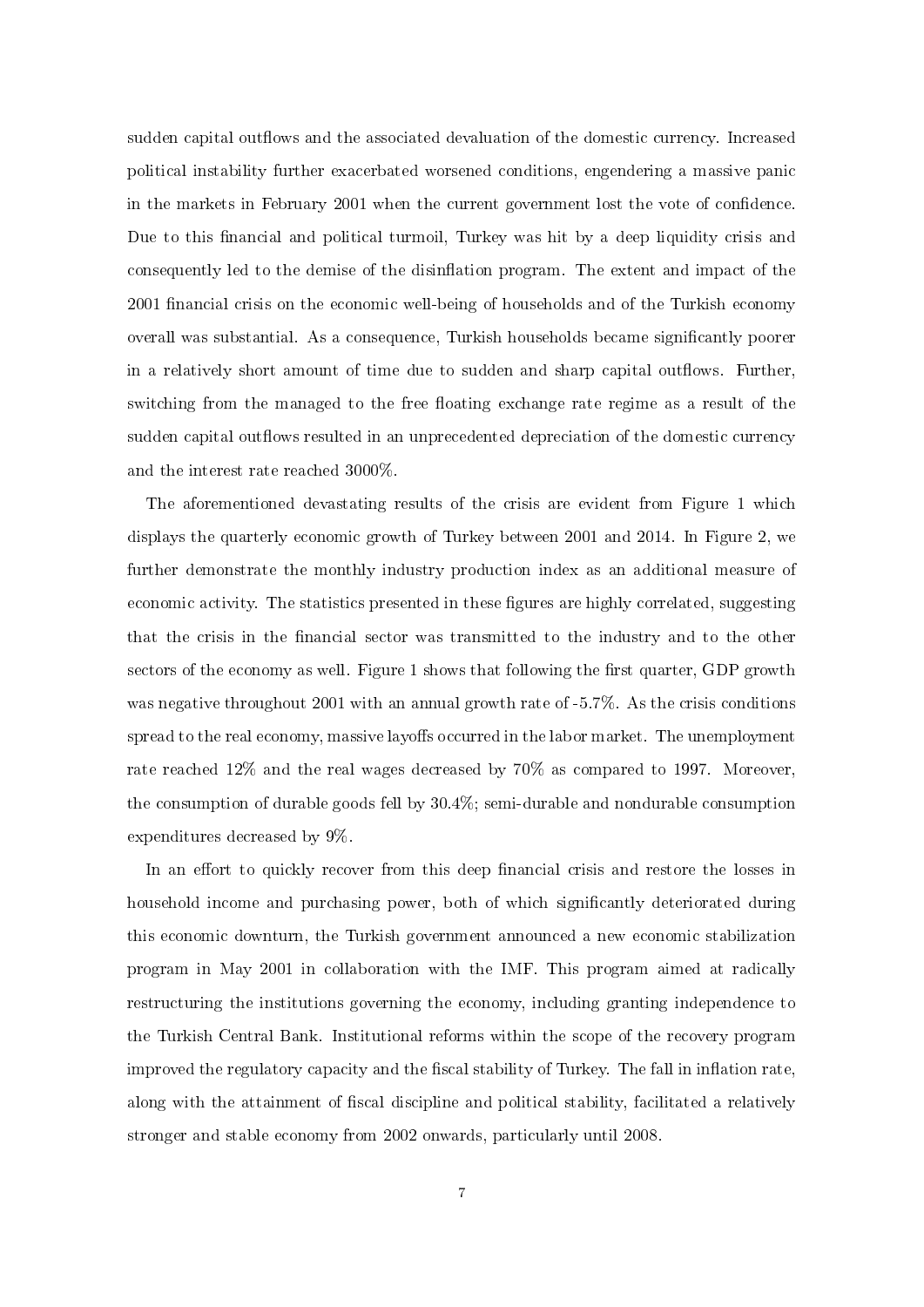sudden capital outflows and the associated devaluation of the domestic currency. Increased political instability further exacerbated worsened conditions, engendering a massive panic in the markets in February 2001 when the current government lost the vote of confidence. Due to this financial and political turmoil, Turkey was hit by a deep liquidity crisis and consequently led to the demise of the disinflation program. The extent and impact of the 2001 financial crisis on the economic well-being of households and of the Turkish economy overall was substantial. As a consequence, Turkish households became significantly poorer in a relatively short amount of time due to sudden and sharp capital outflows. Further, switching from the managed to the free floating exchange rate regime as a result of the sudden capital outflows resulted in an unprecedented depreciation of the domestic currency and the interest rate reached 3000%.

The aforementioned devastating results of the crisis are evident from Figure 1 which displays the quarterly economic growth of Turkey between 2001 and 2014. In Figure 2, we further demonstrate the monthly industry production index as an additional measure of economic activity. The statistics presented in these figures are highly correlated, suggesting that the crisis in the financial sector was transmitted to the industry and to the other sectors of the economy as well. Figure 1 shows that following the first quarter, GDP growth was negative throughout 2001 with an annual growth rate of -5.7%. As the crisis conditions spread to the real economy, massive layoffs occurred in the labor market. The unemployment rate reached 12% and the real wages decreased by 70% as compared to 1997. Moreover, the consumption of durable goods fell by 30.4%; semi-durable and nondurable consumption expenditures decreased by 9%.

In an effort to quickly recover from this deep financial crisis and restore the losses in household income and purchasing power, both of which significantly deteriorated during this economic downturn, the Turkish government announced a new economic stabilization program in May 2001 in collaboration with the IMF. This program aimed at radically restructuring the institutions governing the economy, including granting independence to the Turkish Central Bank. Institutional reforms within the scope of the recovery program improved the regulatory capacity and the fiscal stability of Turkey. The fall in inflation rate, along with the attainment of fiscal discipline and political stability, facilitated a relatively stronger and stable economy from 2002 onwards, particularly until 2008.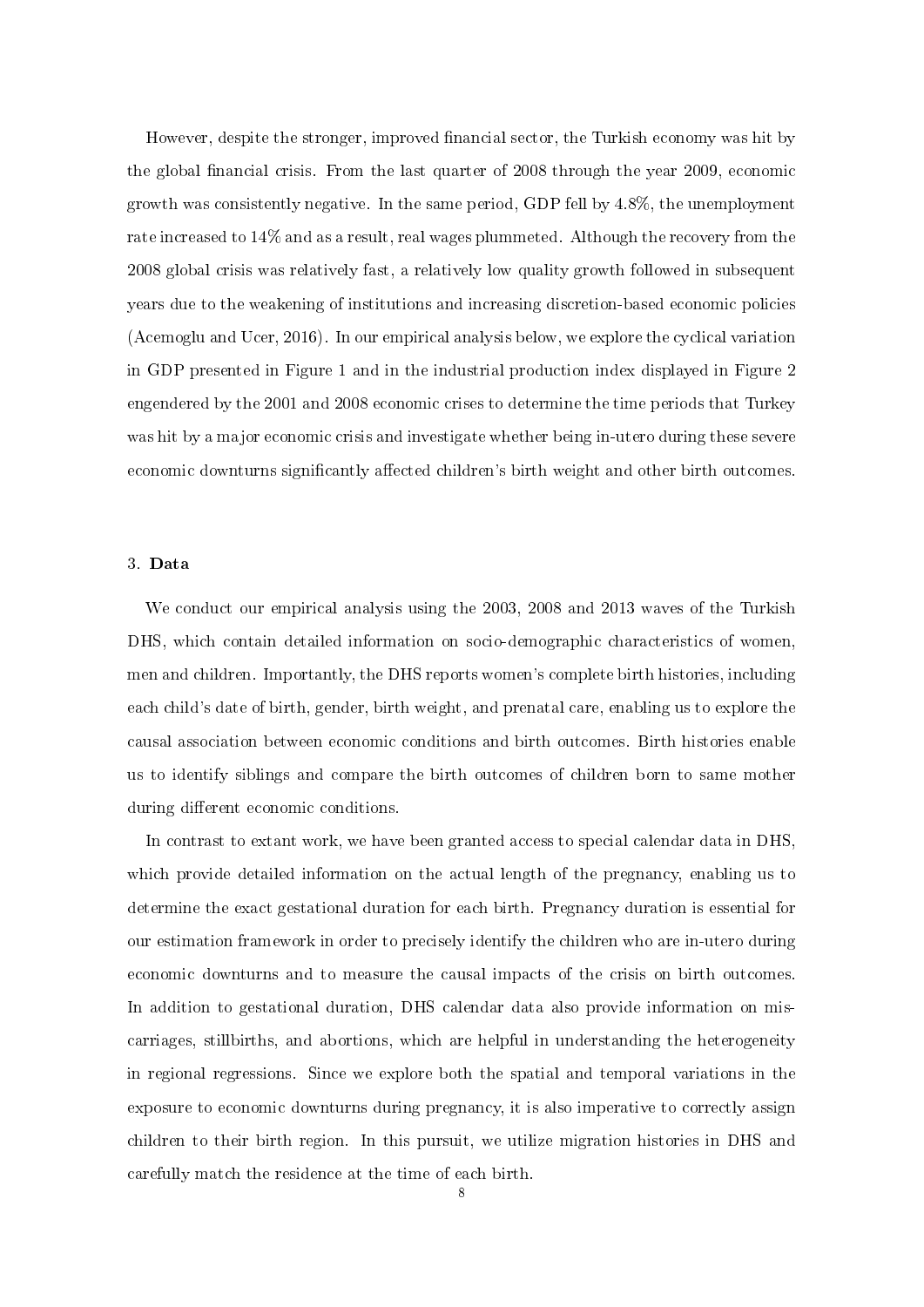However, despite the stronger, improved financial sector, the Turkish economy was hit by the global financial crisis. From the last quarter of 2008 through the year 2009, economic growth was consistently negative. In the same period, GDP fell by 4.8%, the unemployment rate increased to 14% and as a result, real wages plummeted. Although the recovery from the 2008 global crisis was relatively fast, a relatively low quality growth followed in subsequent years due to the weakening of institutions and increasing discretion-based economic policies (Acemoglu and Ucer, 2016). In our empirical analysis below, we explore the cyclical variation in GDP presented in Figure 1 and in the industrial production index displayed in Figure 2 engendered by the 2001 and 2008 economic crises to determine the time periods that Turkey was hit by a major economic crisis and investigate whether being in-utero during these severe economic downturns significantly affected children's birth weight and other birth outcomes.

## 3. Data

We conduct our empirical analysis using the 2003, 2008 and 2013 waves of the Turkish DHS, which contain detailed information on socio-demographic characteristics of women, men and children. Importantly, the DHS reports women's complete birth histories, including each child's date of birth, gender, birth weight, and prenatal care, enabling us to explore the causal association between economic conditions and birth outcomes. Birth histories enable us to identify siblings and compare the birth outcomes of children born to same mother during different economic conditions.

In contrast to extant work, we have been granted access to special calendar data in DHS, which provide detailed information on the actual length of the pregnancy, enabling us to determine the exact gestational duration for each birth. Pregnancy duration is essential for our estimation framework in order to precisely identify the children who are in-utero during economic downturns and to measure the causal impacts of the crisis on birth outcomes. In addition to gestational duration, DHS calendar data also provide information on miscarriages, stillbirths, and abortions, which are helpful in understanding the heterogeneity in regional regressions. Since we explore both the spatial and temporal variations in the exposure to economic downturns during pregnancy, it is also imperative to correctly assign children to their birth region. In this pursuit, we utilize migration histories in DHS and carefully match the residence at the time of each birth.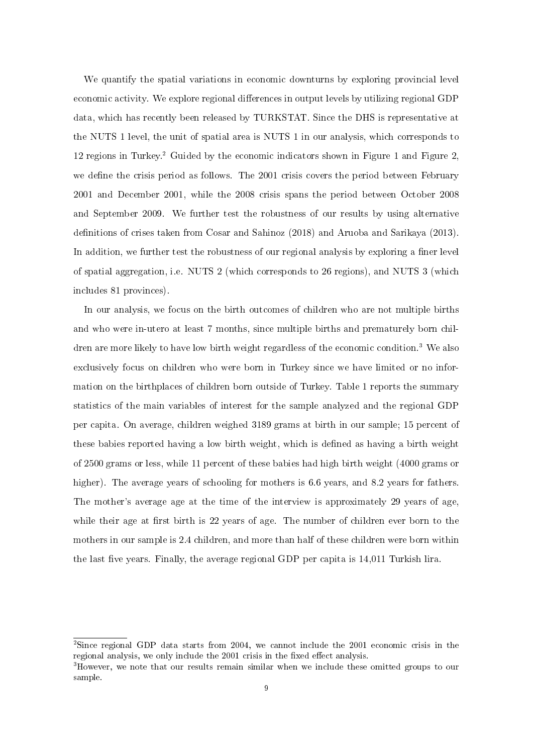We quantify the spatial variations in economic downturns by exploring provincial level economic activity. We explore regional differences in output levels by utilizing regional GDP data, which has recently been released by TURKSTAT. Since the DHS is representative at the NUTS 1 level, the unit of spatial area is NUTS 1 in our analysis, which corresponds to 12 regions in Turkey.[2] Guided by the economic indicators shown in Figure 1 and Figure 2, we define the crisis period as follows. The 2001 crisis covers the period between February 2001 and December 2001, while the 2008 crisis spans the period between October 2008 and September 2009. We further test the robustness of our results by using alternative definitions of crises taken from Cosar and Sahinoz (2018) and Aruoba and Sarikaya (2013). In addition, we further test the robustness of our regional analysis by exploring a finer level of spatial aggregation, i.e. NUTS 2 (which corresponds to 26 regions), and NUTS 3 (which includes 81 provinces).

In our analysis, we focus on the birth outcomes of children who are not multiple births and who were in-utero at least 7 months, since multiple births and prematurely born children are more likely to have low birth weight regardless of the economic condition.[3] We also exclusively focus on children who were born in Turkey since we have limited or no information on the birthplaces of children born outside of Turkey. Table 1 reports the summary statistics of the main variables of interest for the sample analyzed and the regional GDP per capita. On average, children weighed 3189 grams at birth in our sample; 15 percent of these babies reported having a low birth weight, which is defined as having a birth weight of 2500 grams or less, while 11 percent of these babies had high birth weight (4000 grams or higher). The average years of schooling for mothers is 6.6 years, and 8.2 years for fathers. The mother's average age at the time of the interview is approximately 29 years of age, while their age at first birth is 22 years of age. The number of children ever born to the mothers in our sample is 2.4 children, and more than half of these children were born within the last five years. Finally, the average regional GDP per capita is 14,011 Turkish lira.

[2] Since regional GDP data starts from 2004, we cannot include the 2001 economic crisis in the regional analysis, we only include the 2001 crisis in the fixed effect analysis.

[3] However, we note that our results remain similar when we include these omitted groups to our sample.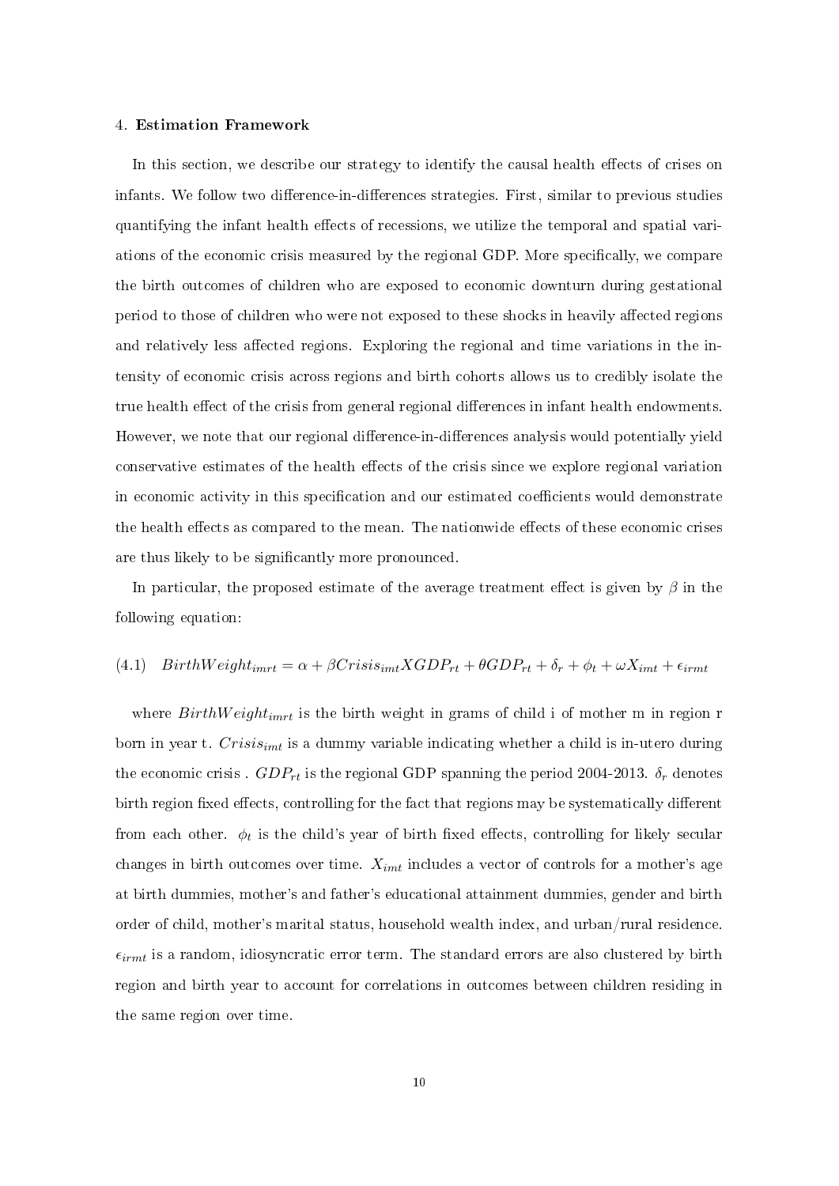## 4. Estimation Framework

In this section, we describe our strategy to identify the causal health effects of crises on infants. We follow two difference-in-differences strategies. First, similar to previous studies quantifying the infant health effects of recessions, we utilize the temporal and spatial variations of the economic crisis measured by the regional GDP. More specifically, we compare the birth outcomes of children who are exposed to economic downturn during gestational period to those of children who were not exposed to these shocks in heavily affected regions and relatively less affected regions. Exploring the regional and time variations in the intensity of economic crisis across regions and birth cohorts allows us to credibly isolate the true health effect of the crisis from general regional differences in infant health endowments. However, we note that our regional difference-in-differences analysis would potentially yield conservative estimates of the health effects of the crisis since we explore regional variation in economic activity in this specification and our estimated coefficients would demonstrate the health effects as compared to the mean. The nationwide effects of these economic crises are thus likely to be significantly more pronounced.

In particular, the proposed estimate of the average treatment effect is given by $\beta$ in the following equation:

$$(4.1) \quad BirthWeight_{imrt} = \alpha + \beta Crisis_{imt} X GDP_{rt} + \theta GDP_{rt} + \delta_r + \phi_t + \omega X_{imt} + \epsilon_{irmt}$$

where $BirthWeight_{imrt}$ is the birth weight in grams of child i of mother m in region r born in year t. $Crisis_{imt}$ is a dummy variable indicating whether a child is in-utero during the economic crisis . $GDP_{rt}$ is the regional GDP spanning the period 2004-2013. $\delta_r$ denotes birth region fixed effects, controlling for the fact that regions may be systematically different from each other. $\phi_t$ is the child's year of birth fixed effects, controlling for likely secular changes in birth outcomes over time. $X_{imt}$ includes a vector of controls for a mother's age at birth dummies, mother's and father's educational attainment dummies, gender and birth order of child, mother's marital status, household wealth index, and urban/rural residence. $\epsilon_{irmt}$ is a random, idiosyncratic error term. The standard errors are also clustered by birth region and birth year to account for correlations in outcomes between children residing in the same region over time.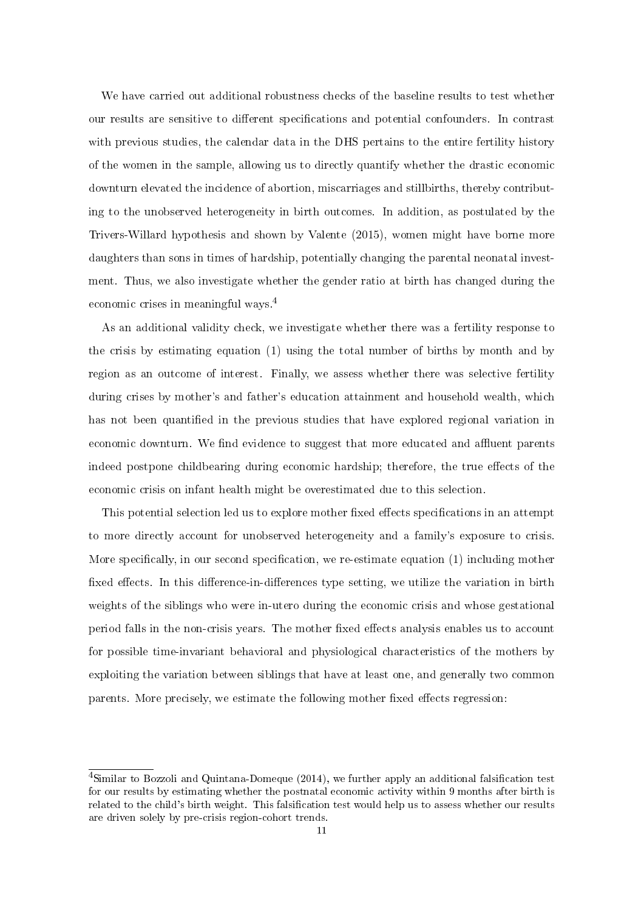We have carried out additional robustness checks of the baseline results to test whether our results are sensitive to different specifications and potential confounders. In contrast with previous studies, the calendar data in the DHS pertains to the entire fertility history of the women in the sample, allowing us to directly quantify whether the drastic economic downturn elevated the incidence of abortion, miscarriages and stillbirths, thereby contributing to the unobserved heterogeneity in birth outcomes. In addition, as postulated by the Trivers-Willard hypothesis and shown by Valente (2015), women might have borne more daughters than sons in times of hardship, potentially changing the parental neonatal investment. Thus, we also investigate whether the gender ratio at birth has changed during the economic crises in meaningful ways.[4]

As an additional validity check, we investigate whether there was a fertility response to the crisis by estimating equation (1) using the total number of births by month and by region as an outcome of interest. Finally, we assess whether there was selective fertility during crises by mother's and father's education attainment and household wealth, which has not been quantified in the previous studies that have explored regional variation in economic downturn. We find evidence to suggest that more educated and affluent parents indeed postpone childbearing during economic hardship; therefore, the true effects of the economic crisis on infant health might be overestimated due to this selection.

This potential selection led us to explore mother fixed effects specifications in an attempt to more directly account for unobserved heterogeneity and a family's exposure to crisis. More specifically, in our second specification, we re-estimate equation (1) including mother fixed effects. In this difference-in-differences type setting, we utilize the variation in birth weights of the siblings who were in-utero during the economic crisis and whose gestational period falls in the non-crisis years. The mother fixed effects analysis enables us to account for possible time-invariant behavioral and physiological characteristics of the mothers by exploiting the variation between siblings that have at least one, and generally two common parents. More precisely, we estimate the following mother fixed effects regression:

[4] Similar to Bozzoli and Quintana-Domeque (2014), we further apply an additional falsification test for our results by estimating whether the postnatal economic activity within 9 months after birth is related to the child's birth weight. This falsification test would help us to assess whether our results are driven solely by pre-crisis region-cohort trends.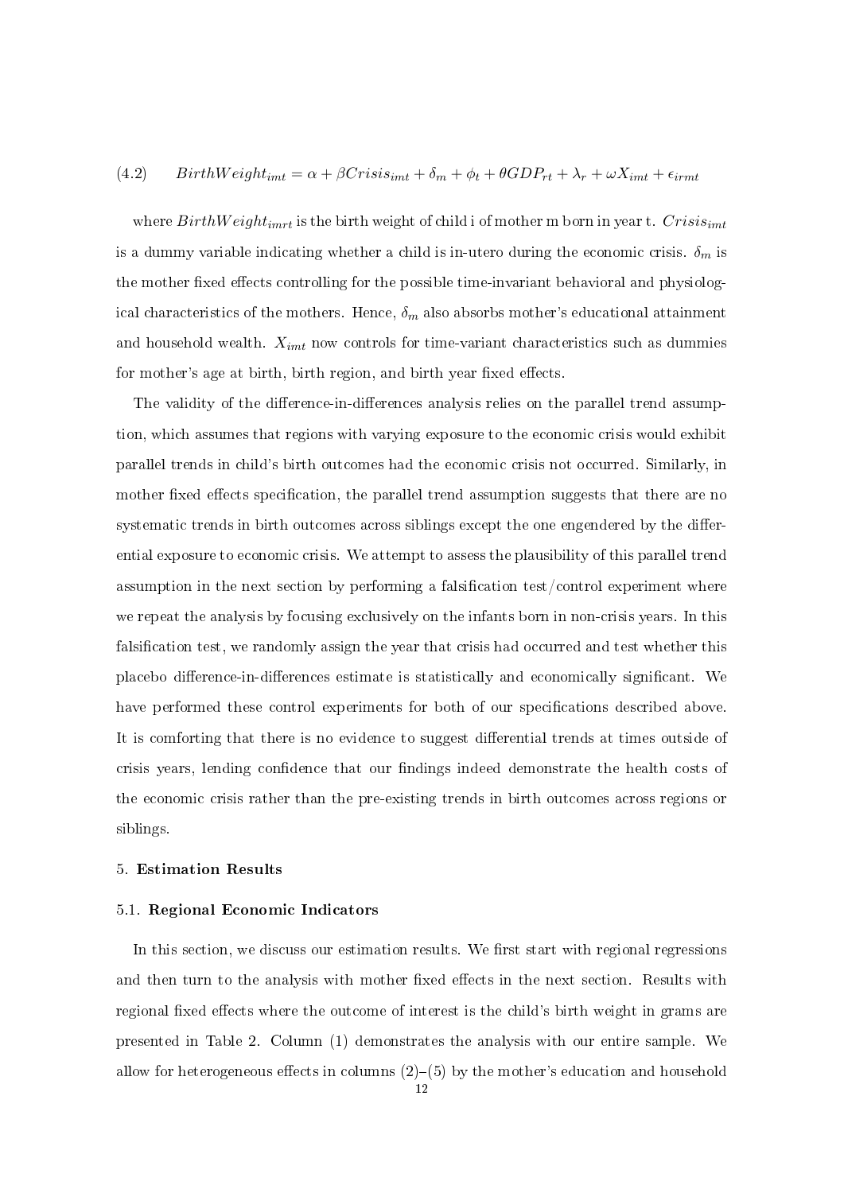$$(4.2) \qquad BirthWeight_{imt} = \alpha + \beta Crisis_{imt} + \delta_m + \phi_t + \theta GDP_{rt} + \lambda_r + \omega X_{imt} + \epsilon_{irmt}$$

where $BirthWeight_{imrt}$ is the birth weight of child i of mother m born in year t. $Crisis_{imt}$ is a dummy variable indicating whether a child is in-utero during the economic crisis. $\delta_m$ is the mother fixed effects controlling for the possible time-invariant behavioral and physiological characteristics of the mothers. Hence, $\delta_m$ also absorbs mother's educational attainment and household wealth. $X_{imt}$ now controls for time-variant characteristics such as dummies for mother's age at birth, birth region, and birth year fixed effects.

The validity of the difference-in-differences analysis relies on the parallel trend assumption, which assumes that regions with varying exposure to the economic crisis would exhibit parallel trends in child's birth outcomes had the economic crisis not occurred. Similarly, in mother fixed effects specification, the parallel trend assumption suggests that there are no systematic trends in birth outcomes across siblings except the one engendered by the differential exposure to economic crisis. We attempt to assess the plausibility of this parallel trend assumption in the next section by performing a falsification test/control experiment where we repeat the analysis by focusing exclusively on the infants born in non-crisis years. In this falsification test, we randomly assign the year that crisis had occurred and test whether this placebo difference-in-differences estimate is statistically and economically significant. We have performed these control experiments for both of our specifications described above. It is comforting that there is no evidence to suggest differential trends at times outside of crisis years, lending confidence that our findings indeed demonstrate the health costs of the economic crisis rather than the pre-existing trends in birth outcomes across regions or siblings.

## 5. Estimation Results

### 5.1. Regional Economic Indicators

In this section, we discuss our estimation results. We first start with regional regressions and then turn to the analysis with mother fixed effects in the next section. Results with regional fixed effects where the outcome of interest is the child's birth weight in grams are presented in Table 2. Column (1) demonstrates the analysis with our entire sample. We allow for heterogeneous effects in columns (2)–(5) by the mother's education and household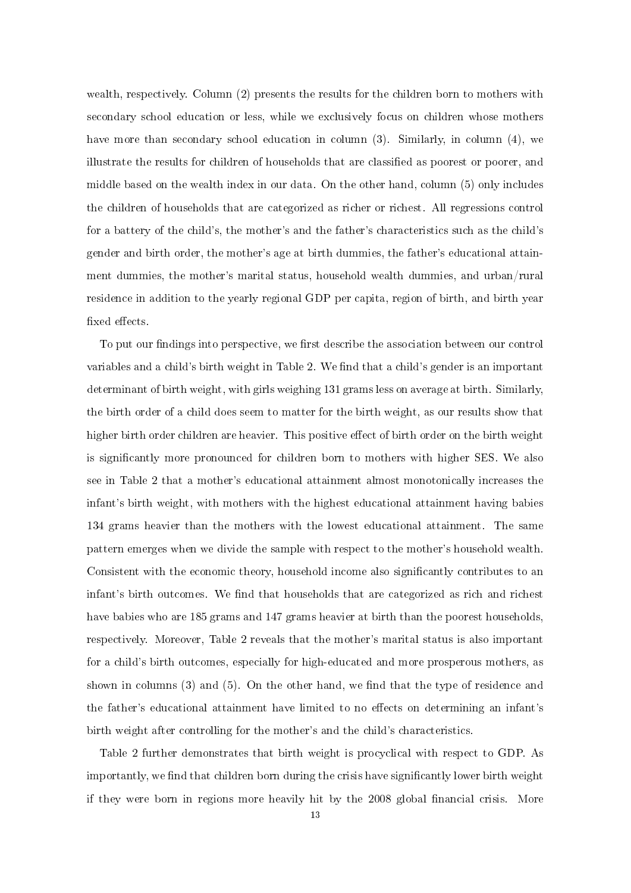wealth, respectively. Column (2) presents the results for the children born to mothers with secondary school education or less, while we exclusively focus on children whose mothers have more than secondary school education in column (3). Similarly, in column (4), we illustrate the results for children of households that are classified as poorest or poorer, and middle based on the wealth index in our data. On the other hand, column (5) only includes the children of households that are categorized as richer or richest. All regressions control for a battery of the child's, the mother's and the father's characteristics such as the child's gender and birth order, the mother's age at birth dummies, the father's educational attainment dummies, the mother's marital status, household wealth dummies, and urban/rural residence in addition to the yearly regional GDP per capita, region of birth, and birth year fixed effects.

To put our findings into perspective, we first describe the association between our control variables and a child's birth weight in Table 2. We find that a child's gender is an important determinant of birth weight, with girls weighing 131 grams less on average at birth. Similarly, the birth order of a child does seem to matter for the birth weight, as our results show that higher birth order children are heavier. This positive effect of birth order on the birth weight is significantly more pronounced for children born to mothers with higher SES. We also see in Table 2 that a mother's educational attainment almost monotonically increases the infant's birth weight, with mothers with the highest educational attainment having babies 134 grams heavier than the mothers with the lowest educational attainment. The same pattern emerges when we divide the sample with respect to the mother's household wealth. Consistent with the economic theory, household income also significantly contributes to an infant's birth outcomes. We find that households that are categorized as rich and richest have babies who are 185 grams and 147 grams heavier at birth than the poorest households, respectively. Moreover, Table 2 reveals that the mother's marital status is also important for a child's birth outcomes, especially for high-educated and more prosperous mothers, as shown in columns (3) and (5). On the other hand, we find that the type of residence and the father's educational attainment have limited to no effects on determining an infant's birth weight after controlling for the mother's and the child's characteristics.

Table 2 further demonstrates that birth weight is procyclical with respect to GDP. As importantly, we find that children born during the crisis have significantly lower birth weight if they were born in regions more heavily hit by the 2008 global financial crisis. More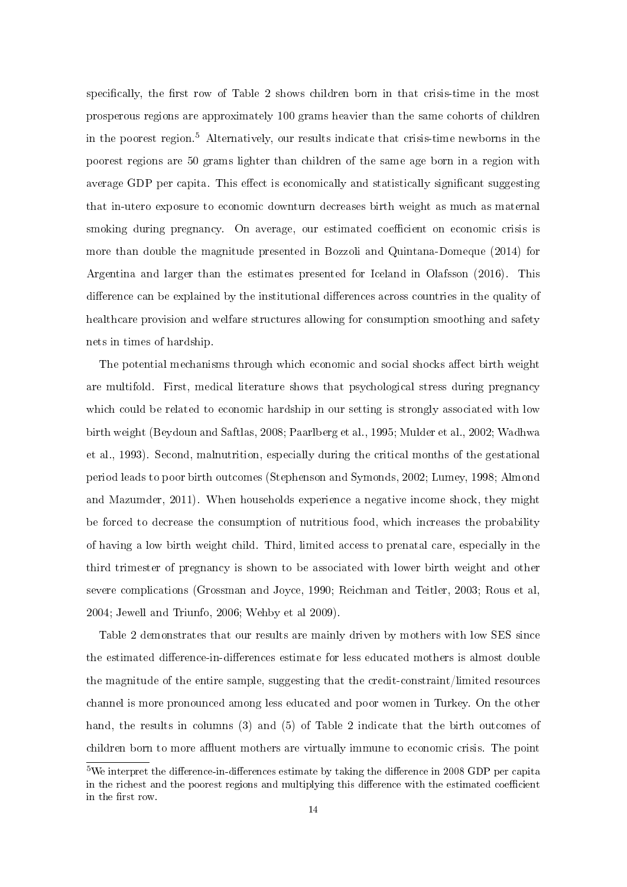specifically, the first row of Table 2 shows children born in that crisis-time in the most prosperous regions are approximately 100 grams heavier than the same cohorts of children in the poorest region.[5] Alternatively, our results indicate that crisis-time newborns in the poorest regions are 50 grams lighter than children of the same age born in a region with average GDP per capita. This effect is economically and statistically significant suggesting that in-utero exposure to economic downturn decreases birth weight as much as maternal smoking during pregnancy. On average, our estimated coefficient on economic crisis is more than double the magnitude presented in Bozzoli and Quintana-Domeque (2014) for Argentina and larger than the estimates presented for Iceland in Olafsson (2016). This difference can be explained by the institutional differences across countries in the quality of healthcare provision and welfare structures allowing for consumption smoothing and safety nets in times of hardship.

The potential mechanisms through which economic and social shocks affect birth weight are multifold. First, medical literature shows that psychological stress during pregnancy which could be related to economic hardship in our setting is strongly associated with low birth weight (Beydoun and Saftlas, 2008; Paarlberg et al., 1995; Mulder et al., 2002; Wadhwa et al., 1993). Second, malnutrition, especially during the critical months of the gestational period leads to poor birth outcomes (Stephenson and Symonds, 2002; Lumey, 1998; Almond and Mazumder, 2011). When households experience a negative income shock, they might be forced to decrease the consumption of nutritious food, which increases the probability of having a low birth weight child. Third, limited access to prenatal care, especially in the third trimester of pregnancy is shown to be associated with lower birth weight and other severe complications (Grossman and Joyce, 1990; Reichman and Teitler, 2003; Rous et al, 2004; Jewell and Triunfo, 2006; Wehby et al 2009).

Table 2 demonstrates that our results are mainly driven by mothers with low SES since the estimated difference-in-differences estimate for less educated mothers is almost double the magnitude of the entire sample, suggesting that the credit-constraint/limited resources channel is more pronounced among less educated and poor women in Turkey. On the other hand, the results in columns (3) and (5) of Table 2 indicate that the birth outcomes of children born to more affluent mothers are virtually immune to economic crisis. The point

[5] We interpret the difference-in-differences estimate by taking the difference in 2008 GDP per capita in the richest and the poorest regions and multiplying this difference with the estimated coefficient in the first row.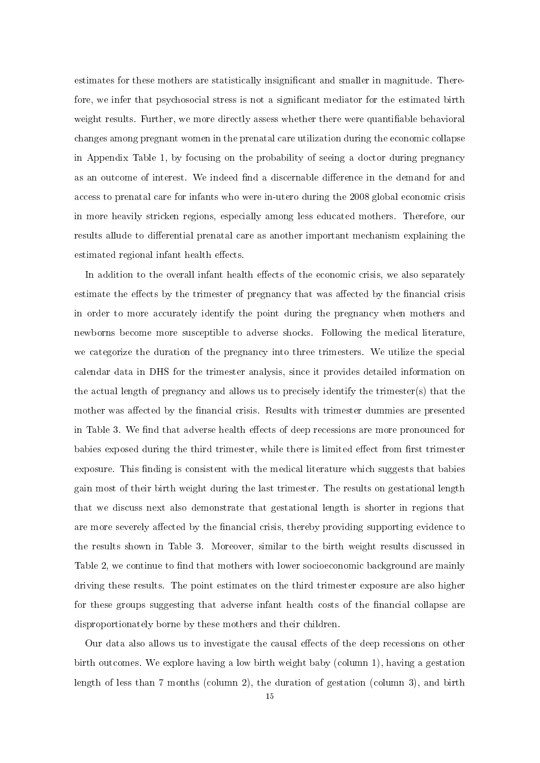estimates for these mothers are statistically insignificant and smaller in magnitude. Therefore, we infer that psychosocial stress is not a significant mediator for the estimated birth weight results. Further, we more directly assess whether there were quantifiable behavioral changes among pregnant women in the prenatal care utilization during the economic collapse in Appendix Table 1, by focusing on the probability of seeing a doctor during pregnancy as an outcome of interest. We indeed find a discernable difference in the demand for and access to prenatal care for infants who were in-utero during the 2008 global economic crisis in more heavily stricken regions, especially among less educated mothers. Therefore, our results allude to differential prenatal care as another important mechanism explaining the estimated regional infant health effects.

In addition to the overall infant health effects of the economic crisis, we also separately estimate the effects by the trimester of pregnancy that was affected by the financial crisis in order to more accurately identify the point during the pregnancy when mothers and newborns become more susceptible to adverse shocks. Following the medical literature, we categorize the duration of the pregnancy into three trimesters. We utilize the special calendar data in DHS for the trimester analysis, since it provides detailed information on the actual length of pregnancy and allows us to precisely identify the trimester(s) that the mother was affected by the financial crisis. Results with trimester dummies are presented in Table 3. We find that adverse health effects of deep recessions are more pronounced for babies exposed during the third trimester, while there is limited effect from first trimester exposure. This finding is consistent with the medical literature which suggests that babies gain most of their birth weight during the last trimester. The results on gestational length that we discuss next also demonstrate that gestational length is shorter in regions that are more severely affected by the financial crisis, thereby providing supporting evidence to the results shown in Table 3. Moreover, similar to the birth weight results discussed in Table 2, we continue to find that mothers with lower socioeconomic background are mainly driving these results. The point estimates on the third trimester exposure are also higher for these groups suggesting that adverse infant health costs of the financial collapse are disproportionately borne by these mothers and their children.

Our data also allows us to investigate the causal effects of the deep recessions on other birth outcomes. We explore having a low birth weight baby (column 1), having a gestation length of less than 7 months (column 2), the duration of gestation (column 3), and birth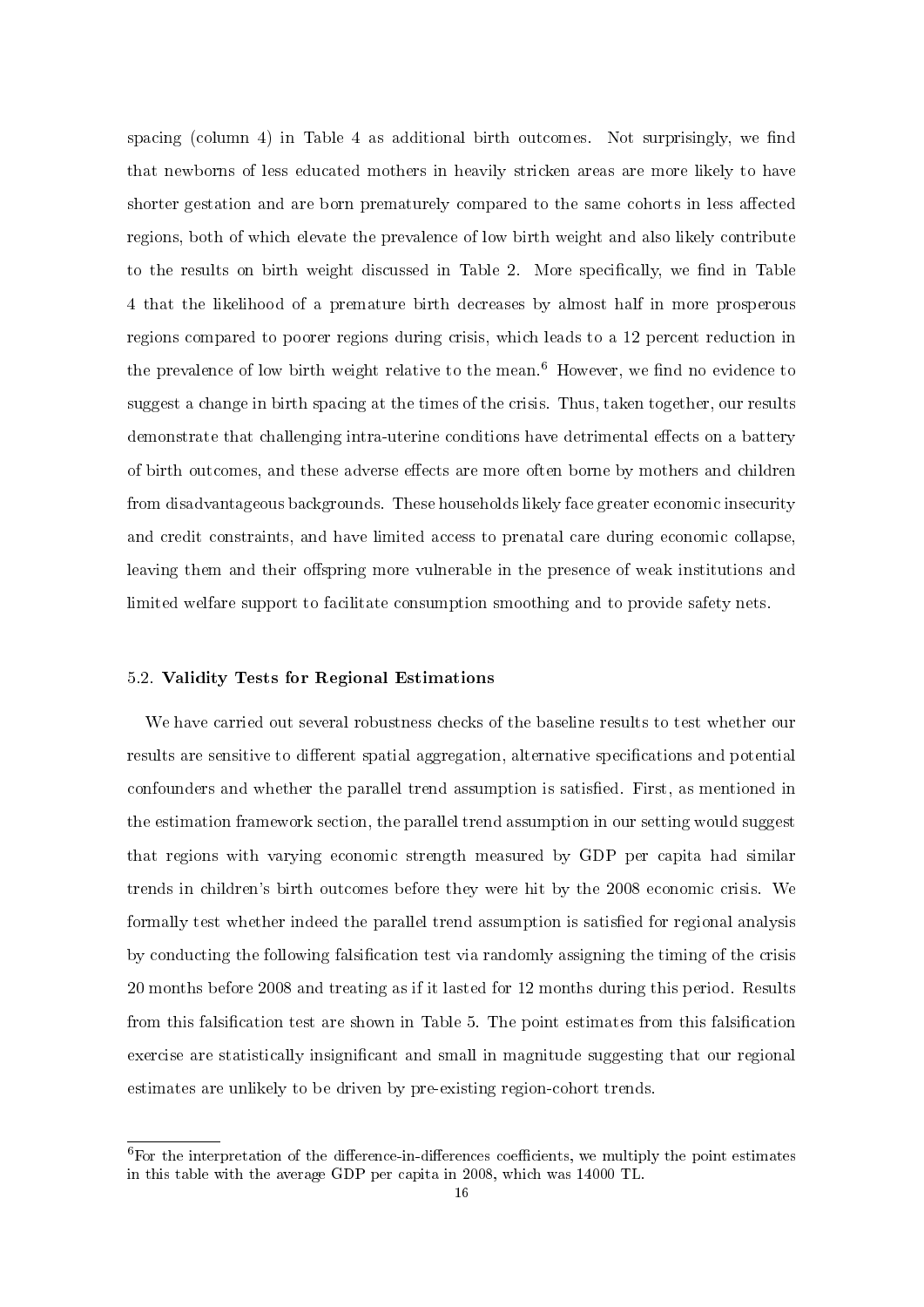spacing (column 4) in Table 4 as additional birth outcomes. Not surprisingly, we find that newborns of less educated mothers in heavily stricken areas are more likely to have shorter gestation and are born prematurely compared to the same cohorts in less affected regions, both of which elevate the prevalence of low birth weight and also likely contribute to the results on birth weight discussed in Table 2. More specifically, we find in Table 4 that the likelihood of a premature birth decreases by almost half in more prosperous regions compared to poorer regions during crisis, which leads to a 12 percent reduction in the prevalence of low birth weight relative to the mean.[6] However, we find no evidence to suggest a change in birth spacing at the times of the crisis. Thus, taken together, our results demonstrate that challenging intra-uterine conditions have detrimental effects on a battery of birth outcomes, and these adverse effects are more often borne by mothers and children from disadvantageous backgrounds. These households likely face greater economic insecurity and credit constraints, and have limited access to prenatal care during economic collapse, leaving them and their offspring more vulnerable in the presence of weak institutions and limited welfare support to facilitate consumption smoothing and to provide safety nets.

### 5.2. Validity Tests for Regional Estimations

We have carried out several robustness checks of the baseline results to test whether our results are sensitive to different spatial aggregation, alternative specifications and potential confounders and whether the parallel trend assumption is satisfied. First, as mentioned in the estimation framework section, the parallel trend assumption in our setting would suggest that regions with varying economic strength measured by GDP per capita had similar trends in children's birth outcomes before they were hit by the 2008 economic crisis. We formally test whether indeed the parallel trend assumption is satisfied for regional analysis by conducting the following falsification test via randomly assigning the timing of the crisis 20 months before 2008 and treating as if it lasted for 12 months during this period. Results from this falsification test are shown in Table 5. The point estimates from this falsification exercise are statistically insignificant and small in magnitude suggesting that our regional estimates are unlikely to be driven by pre-existing region-cohort trends.

[6] For the interpretation of the difference-in-differences coefficients, we multiply the point estimates in this table with the average GDP per capita in 2008, which was 14000 TL.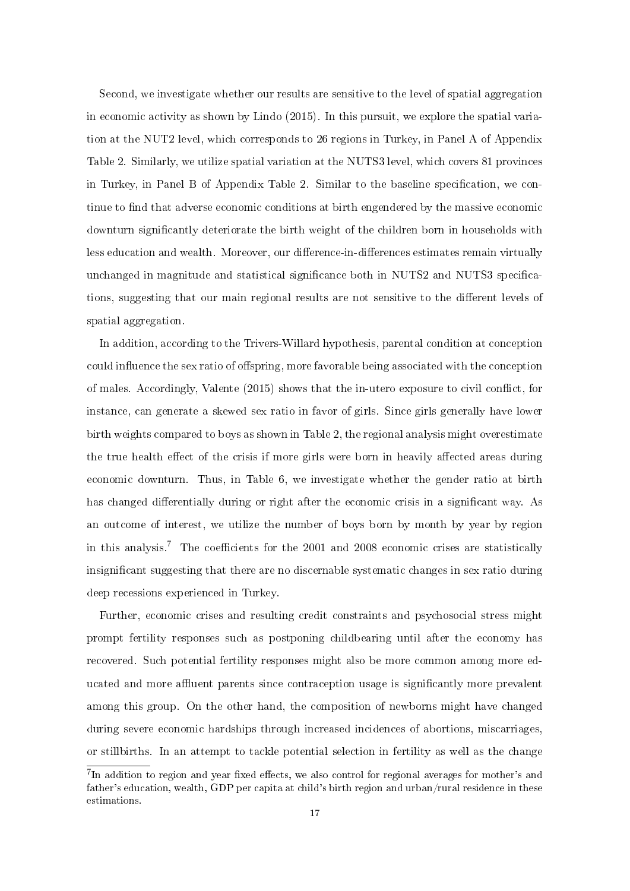Second, we investigate whether our results are sensitive to the level of spatial aggregation in economic activity as shown by Lindo (2015). In this pursuit, we explore the spatial variation at the NUT2 level, which corresponds to 26 regions in Turkey, in Panel A of Appendix Table 2. Similarly, we utilize spatial variation at the NUTS3 level, which covers 81 provinces in Turkey, in Panel B of Appendix Table 2. Similar to the baseline specification, we continue to find that adverse economic conditions at birth engendered by the massive economic downturn significantly deteriorate the birth weight of the children born in households with less education and wealth. Moreover, our difference-in-differences estimates remain virtually unchanged in magnitude and statistical significance both in NUTS2 and NUTS3 specifications, suggesting that our main regional results are not sensitive to the different levels of spatial aggregation.

In addition, according to the Trivers-Willard hypothesis, parental condition at conception could influence the sex ratio of offspring, more favorable being associated with the conception of males. Accordingly, Valente (2015) shows that the in-utero exposure to civil conflict, for instance, can generate a skewed sex ratio in favor of girls. Since girls generally have lower birth weights compared to boys as shown in Table 2, the regional analysis might overestimate the true health effect of the crisis if more girls were born in heavily affected areas during economic downturn. Thus, in Table 6, we investigate whether the gender ratio at birth has changed differentially during or right after the economic crisis in a significant way. As an outcome of interest, we utilize the number of boys born by month by year by region in this analysis.[7] The coefficients for the 2001 and 2008 economic crises are statistically insignificant suggesting that there are no discernable systematic changes in sex ratio during deep recessions experienced in Turkey.

Further, economic crises and resulting credit constraints and psychosocial stress might prompt fertility responses such as postponing childbearing until after the economy has recovered. Such potential fertility responses might also be more common among more educated and more affluent parents since contraception usage is significantly more prevalent among this group. On the other hand, the composition of newborns might have changed during severe economic hardships through increased incidences of abortions, miscarriages, or stillbirths. In an attempt to tackle potential selection in fertility as well as the change

[7] In addition to region and year fixed effects, we also control for regional averages for mother's and father's education, wealth, GDP per capita at child's birth region and urban/rural residence in these estimations.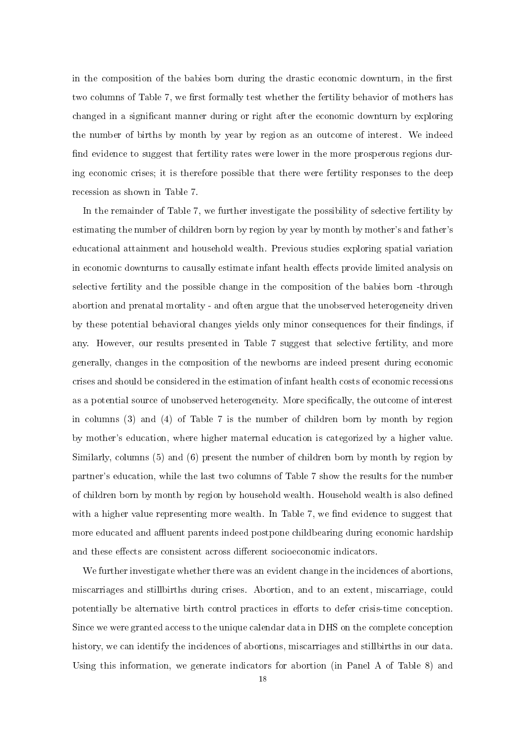in the composition of the babies born during the drastic economic downturn, in the first two columns of Table 7, we first formally test whether the fertility behavior of mothers has changed in a significant manner during or right after the economic downturn by exploring the number of births by month by year by region as an outcome of interest. We indeed find evidence to suggest that fertility rates were lower in the more prosperous regions during economic crises; it is therefore possible that there were fertility responses to the deep recession as shown in Table 7.

In the remainder of Table 7, we further investigate the possibility of selective fertility by estimating the number of children born by region by year by month by mother's and father's educational attainment and household wealth. Previous studies exploring spatial variation in economic downturns to causally estimate infant health effects provide limited analysis on selective fertility and the possible change in the composition of the babies born -through abortion and prenatal mortality - and often argue that the unobserved heterogeneity driven by these potential behavioral changes yields only minor consequences for their findings, if any. However, our results presented in Table 7 suggest that selective fertility, and more generally, changes in the composition of the newborns are indeed present during economic crises and should be considered in the estimation of infant health costs of economic recessions as a potential source of unobserved heterogeneity. More specifically, the outcome of interest in columns (3) and (4) of Table 7 is the number of children born by month by region by mother's education, where higher maternal education is categorized by a higher value. Similarly, columns (5) and (6) present the number of children born by month by region by partner's education, while the last two columns of Table 7 show the results for the number of children born by month by region by household wealth. Household wealth is also defined with a higher value representing more wealth. In Table 7, we find evidence to suggest that more educated and affluent parents indeed postpone childbearing during economic hardship and these effects are consistent across different socioeconomic indicators.

We further investigate whether there was an evident change in the incidences of abortions, miscarriages and stillbirths during crises. Abortion, and to an extent, miscarriage, could potentially be alternative birth control practices in efforts to defer crisis-time conception. Since we were granted access to the unique calendar data in DHS on the complete conception history, we can identify the incidences of abortions, miscarriages and stillbirths in our data. Using this information, we generate indicators for abortion (in Panel A of Table 8) and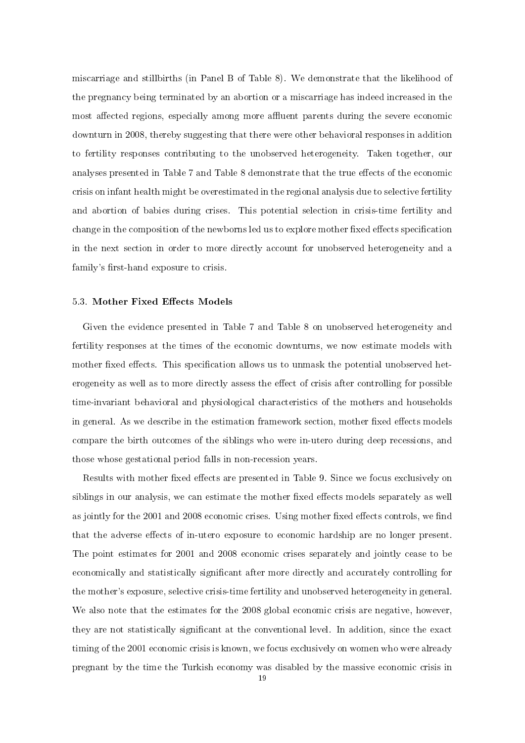miscarriage and stillbirths (in Panel B of Table 8). We demonstrate that the likelihood of the pregnancy being terminated by an abortion or a miscarriage has indeed increased in the most affected regions, especially among more affluent parents during the severe economic downturn in 2008, thereby suggesting that there were other behavioral responses in addition to fertility responses contributing to the unobserved heterogeneity. Taken together, our analyses presented in Table 7 and Table 8 demonstrate that the true effects of the economic crisis on infant health might be overestimated in the regional analysis due to selective fertility and abortion of babies during crises. This potential selection in crisis-time fertility and change in the composition of the newborns led us to explore mother fixed effects specification in the next section in order to more directly account for unobserved heterogeneity and a family's first-hand exposure to crisis.

### 5.3. Mother Fixed Effects Models

Given the evidence presented in Table 7 and Table 8 on unobserved heterogeneity and fertility responses at the times of the economic downturns, we now estimate models with mother fixed effects. This specification allows us to unmask the potential unobserved heterogeneity as well as to more directly assess the effect of crisis after controlling for possible time-invariant behavioral and physiological characteristics of the mothers and households in general. As we describe in the estimation framework section, mother fixed effects models compare the birth outcomes of the siblings who were in-utero during deep recessions, and those whose gestational period falls in non-recession years.

Results with mother fixed effects are presented in Table 9. Since we focus exclusively on siblings in our analysis, we can estimate the mother fixed effects models separately as well as jointly for the 2001 and 2008 economic crises. Using mother fixed effects controls, we find that the adverse effects of in-utero exposure to economic hardship are no longer present. The point estimates for 2001 and 2008 economic crises separately and jointly cease to be economically and statistically significant after more directly and accurately controlling for the mother's exposure, selective crisis-time fertility and unobserved heterogeneity in general. We also note that the estimates for the 2008 global economic crisis are negative, however, they are not statistically significant at the conventional level. In addition, since the exact timing of the 2001 economic crisis is known, we focus exclusively on women who were already pregnant by the time the Turkish economy was disabled by the massive economic crisis in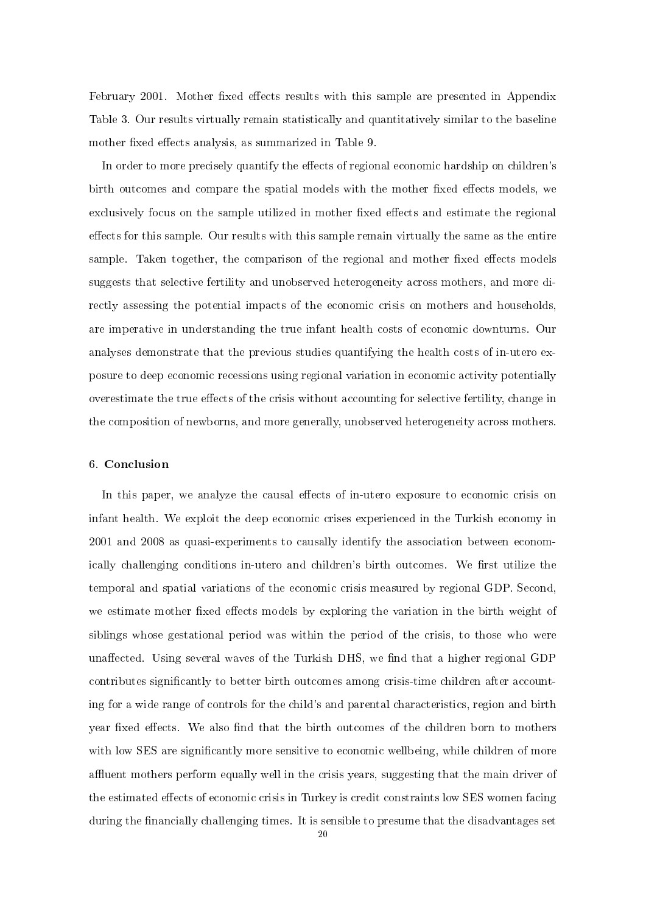February 2001. Mother fixed effects results with this sample are presented in Appendix Table 3. Our results virtually remain statistically and quantitatively similar to the baseline mother fixed effects analysis, as summarized in Table 9.

In order to more precisely quantify the effects of regional economic hardship on children's birth outcomes and compare the spatial models with the mother fixed effects models, we exclusively focus on the sample utilized in mother fixed effects and estimate the regional effects for this sample. Our results with this sample remain virtually the same as the entire sample. Taken together, the comparison of the regional and mother fixed effects models suggests that selective fertility and unobserved heterogeneity across mothers, and more directly assessing the potential impacts of the economic crisis on mothers and households, are imperative in understanding the true infant health costs of economic downturns. Our analyses demonstrate that the previous studies quantifying the health costs of in-utero exposure to deep economic recessions using regional variation in economic activity potentially overestimate the true effects of the crisis without accounting for selective fertility, change in the composition of newborns, and more generally, unobserved heterogeneity across mothers.

## 6. Conclusion

In this paper, we analyze the causal effects of in-utero exposure to economic crisis on infant health. We exploit the deep economic crises experienced in the Turkish economy in 2001 and 2008 as quasi-experiments to causally identify the association between economically challenging conditions in-utero and children's birth outcomes. We first utilize the temporal and spatial variations of the economic crisis measured by regional GDP. Second, we estimate mother fixed effects models by exploring the variation in the birth weight of siblings whose gestational period was within the period of the crisis, to those who were unaffected. Using several waves of the Turkish DHS, we find that a higher regional GDP contributes significantly to better birth outcomes among crisis-time children after accounting for a wide range of controls for the child's and parental characteristics, region and birth year fixed effects. We also find that the birth outcomes of the children born to mothers with low SES are significantly more sensitive to economic wellbeing, while children of more affluent mothers perform equally well in the crisis years, suggesting that the main driver of the estimated effects of economic crisis in Turkey is credit constraints low SES women facing during the financially challenging times. It is sensible to presume that the disadvantages set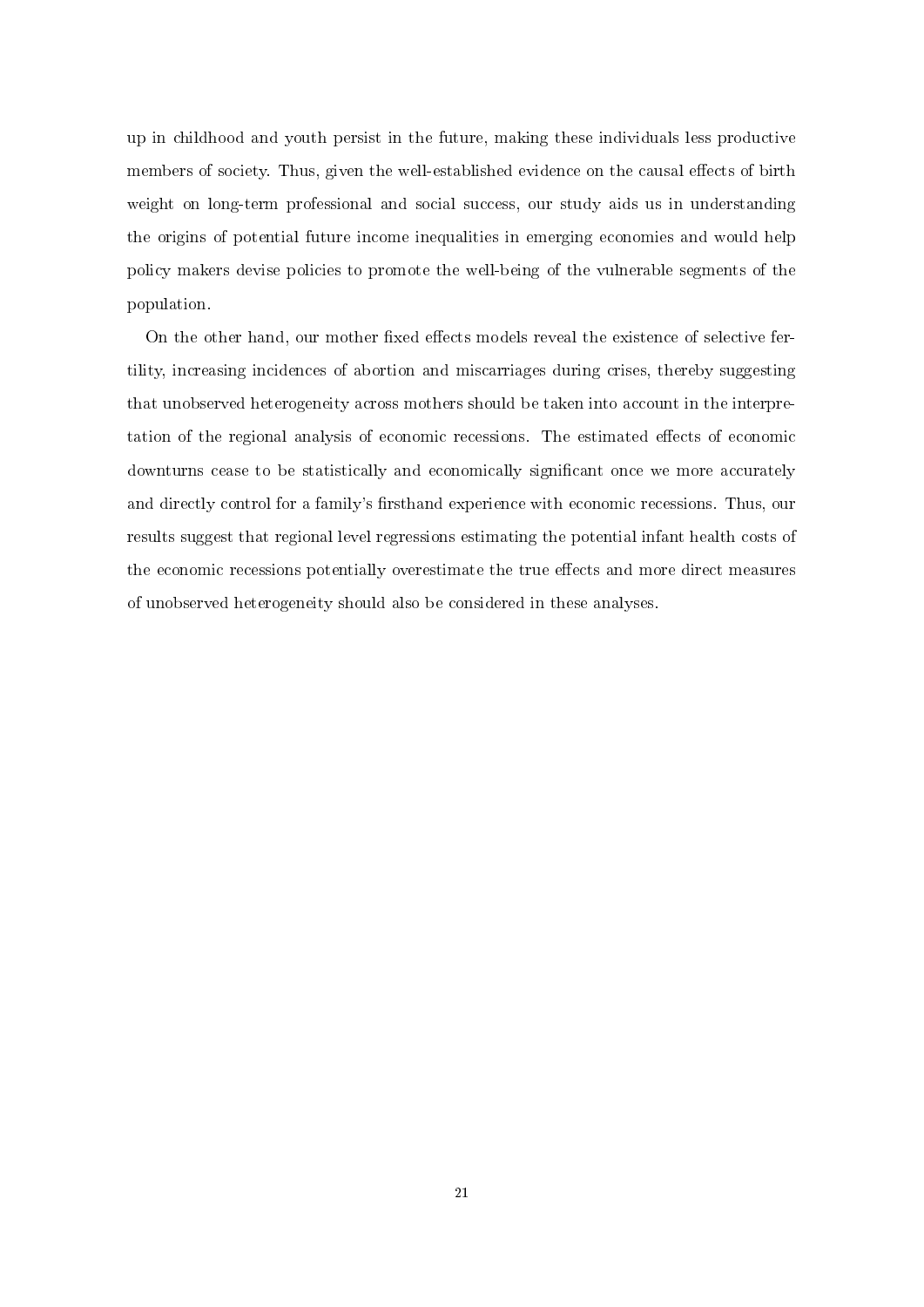up in childhood and youth persist in the future, making these individuals less productive members of society. Thus, given the well-established evidence on the causal effects of birth weight on long-term professional and social success, our study aids us in understanding the origins of potential future income inequalities in emerging economies and would help policy makers devise policies to promote the well-being of the vulnerable segments of the population.

On the other hand, our mother fixed effects models reveal the existence of selective fertility, increasing incidences of abortion and miscarriages during crises, thereby suggesting that unobserved heterogeneity across mothers should be taken into account in the interpretation of the regional analysis of economic recessions. The estimated effects of economic downturns cease to be statistically and economically significant once we more accurately and directly control for a family's firsthand experience with economic recessions. Thus, our results suggest that regional level regressions estimating the potential infant health costs of the economic recessions potentially overestimate the true effects and more direct measures of unobserved heterogeneity should also be considered in these analyses.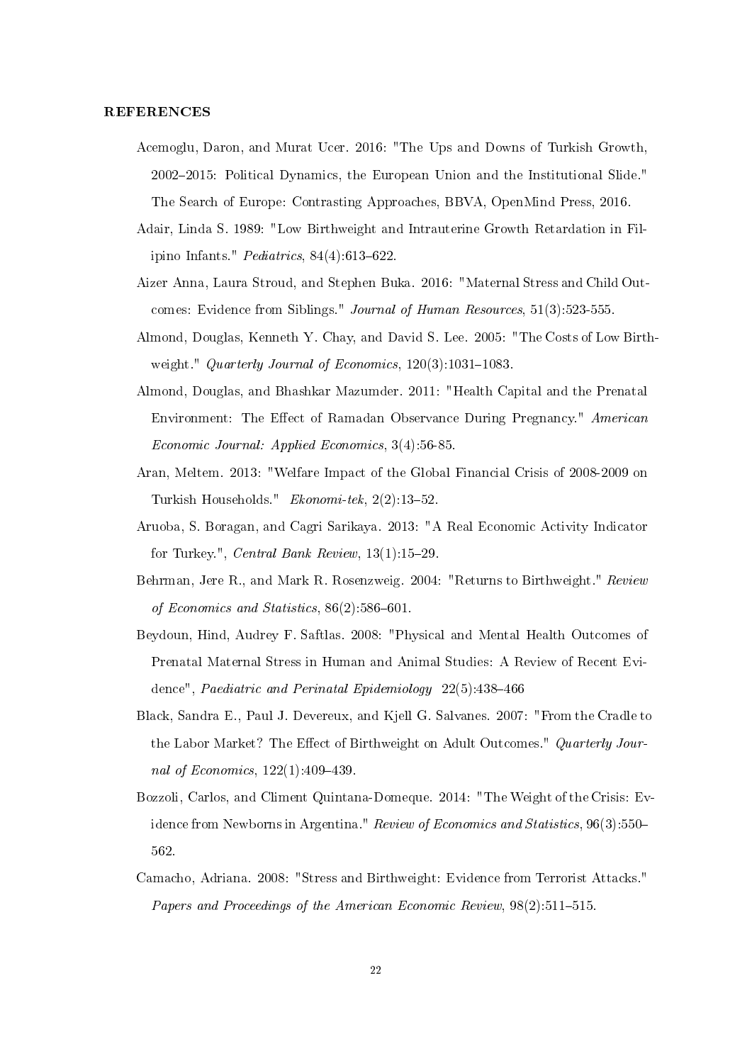## REFERENCES

Acemoglu, Daron, and Murat Ucer. 2016: "The Ups and Downs of Turkish Growth, 2002–2015: Political Dynamics, the European Union and the Institutional Slide." The Search of Europe: Contrasting Approaches, BBVA, OpenMind Press, 2016.

Adair, Linda S. 1989: "Low Birthweight and Intrauterine Growth Retardation in Filipino Infants." *Pediatrics*, 84(4):613–622.

Aizer Anna, Laura Stroud, and Stephen Buka. 2016: "Maternal Stress and Child Outcomes: Evidence from Siblings." *Journal of Human Resources*, 51(3):523-555.

Almond, Douglas, Kenneth Y. Chay, and David S. Lee. 2005: "The Costs of Low Birthweight." *Quarterly Journal of Economics*, 120(3):1031–1083.

Almond, Douglas, and Bhashkar Mazumder. 2011: "Health Capital and the Prenatal Environment: The Effect of Ramadan Observance During Pregnancy." *American Economic Journal: Applied Economics*, 3(4):56-85.

Aran, Meltem. 2013: "Welfare Impact of the Global Financial Crisis of 2008-2009 on Turkish Households." *Ekonomi-tek*, 2(2):13–52.

Aruoba, S. Boragan, and Cagri Sarikaya. 2013: "A Real Economic Activity Indicator for Turkey.", *Central Bank Review*, 13(1):15–29.

Behrman, Jere R., and Mark R. Rosenzweig. 2004: "Returns to Birthweight." *Review of Economics and Statistics*, 86(2):586–601.

Beydoun, Hind, Audrey F. Saftlas. 2008: "Physical and Mental Health Outcomes of Prenatal Maternal Stress in Human and Animal Studies: A Review of Recent Evidence", *Paediatric and Perinatal Epidemiology* 22(5):438–466

Black, Sandra E., Paul J. Devereux, and Kjell G. Salvanes. 2007: "From the Cradle to the Labor Market? The Effect of Birthweight on Adult Outcomes." *Quarterly Journal of Economics*, 122(1):409–439.

Bozzoli, Carlos, and Climent Quintana-Domeque. 2014: "The Weight of the Crisis: Evidence from Newborns in Argentina." *Review of Economics and Statistics*, 96(3):550–562.

Camacho, Adriana. 2008: "Stress and Birthweight: Evidence from Terrorist Attacks." *Papers and Proceedings of the American Economic Review*, 98(2):511–515.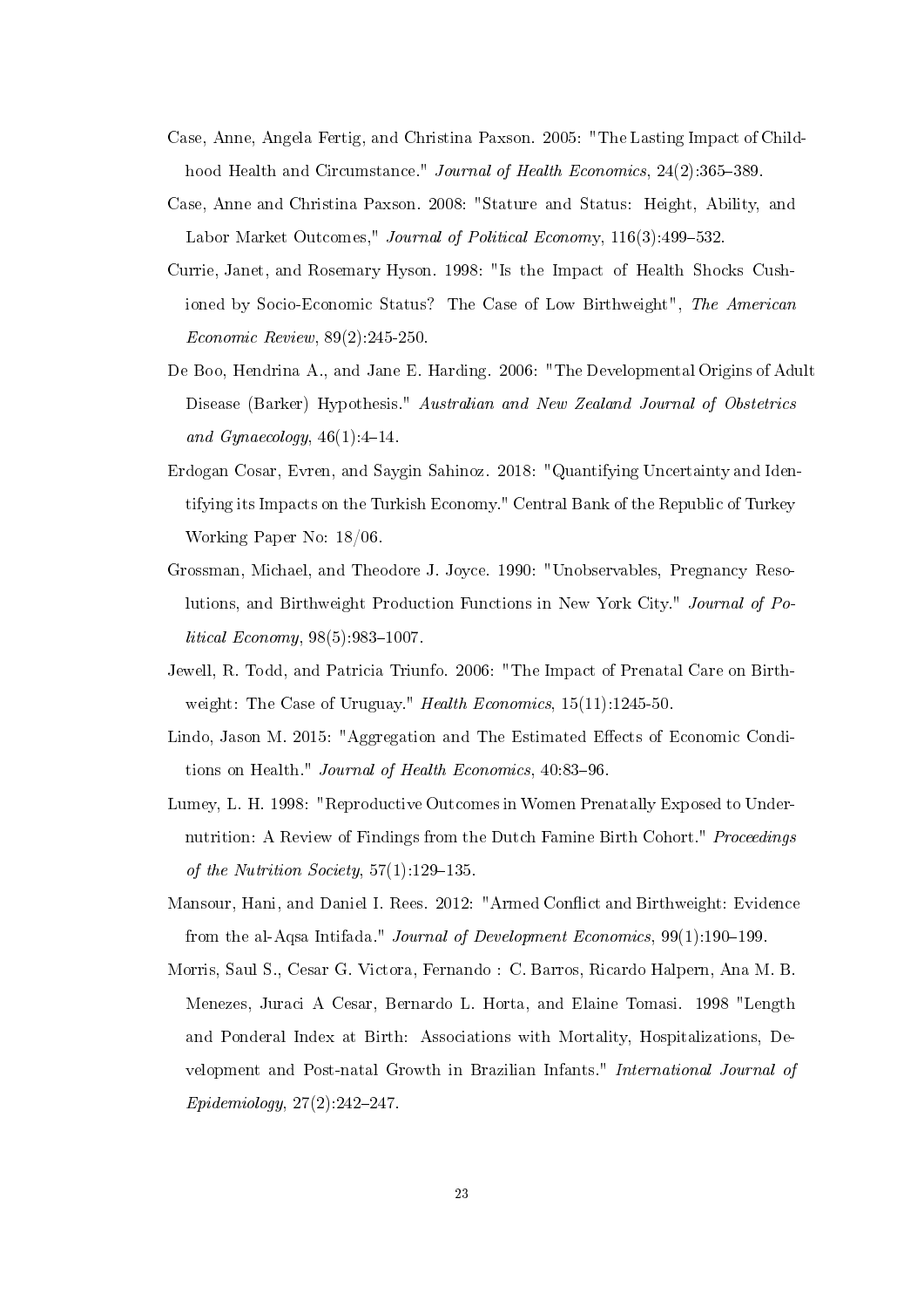Case, Anne, Angela Fertig, and Christina Paxson. 2005: "The Lasting Impact of Childhood Health and Circumstance." *Journal of Health Economics*, 24(2):365–389.

Case, Anne and Christina Paxson. 2008: "Stature and Status: Height, Ability, and Labor Market Outcomes," *Journal of Political Economy*, 116(3):499–532.

Currie, Janet, and Rosemary Hyson. 1998: "Is the Impact of Health Shocks Cushioned by Socio-Economic Status? The Case of Low Birthweight", *The American Economic Review*, 89(2):245-250.

De Boo, Hendrina A., and Jane E. Harding. 2006: "The Developmental Origins of Adult Disease (Barker) Hypothesis." *Australian and New Zealand Journal of Obstetrics and Gynaecology*, 46(1):4–14.

Erdogan Cosar, Evren, and Saygin Sahinoz. 2018: "Quantifying Uncertainty and Identifying its Impacts on the Turkish Economy." Central Bank of the Republic of Turkey Working Paper No: 18/06.

Grossman, Michael, and Theodore J. Joyce. 1990: "Unobservables, Pregnancy Resolutions, and Birthweight Production Functions in New York City." *Journal of Political Economy*, 98(5):983–1007.

Jewell, R. Todd, and Patricia Triunfo. 2006: "The Impact of Prenatal Care on Birthweight: The Case of Uruguay." *Health Economics*, 15(11):1245-50.

Lindo, Jason M. 2015: "Aggregation and The Estimated Effects of Economic Conditions on Health." *Journal of Health Economics*, 40:83–96.

Lumey, L. H. 1998: "Reproductive Outcomes in Women Prenatally Exposed to Undernutrition: A Review of Findings from the Dutch Famine Birth Cohort." *Proceedings of the Nutrition Society*, 57(1):129–135.

Mansour, Hani, and Daniel I. Rees. 2012: "Armed Conflict and Birthweight: Evidence from the al-Aqsa Intifada." *Journal of Development Economics*, 99(1):190–199.

Morris, Saul S., Cesar G. Victora, Fernando : C. Barros, Ricardo Halpern, Ana M. B. Menezes, Juraci A Cesar, Bernardo L. Horta, and Elaine Tomasi. 1998 "Length and Ponderal Index at Birth: Associations with Mortality, Hospitalizations, Development and Post-natal Growth in Brazilian Infants." *International Journal of Epidemiology*, 27(2):242–247.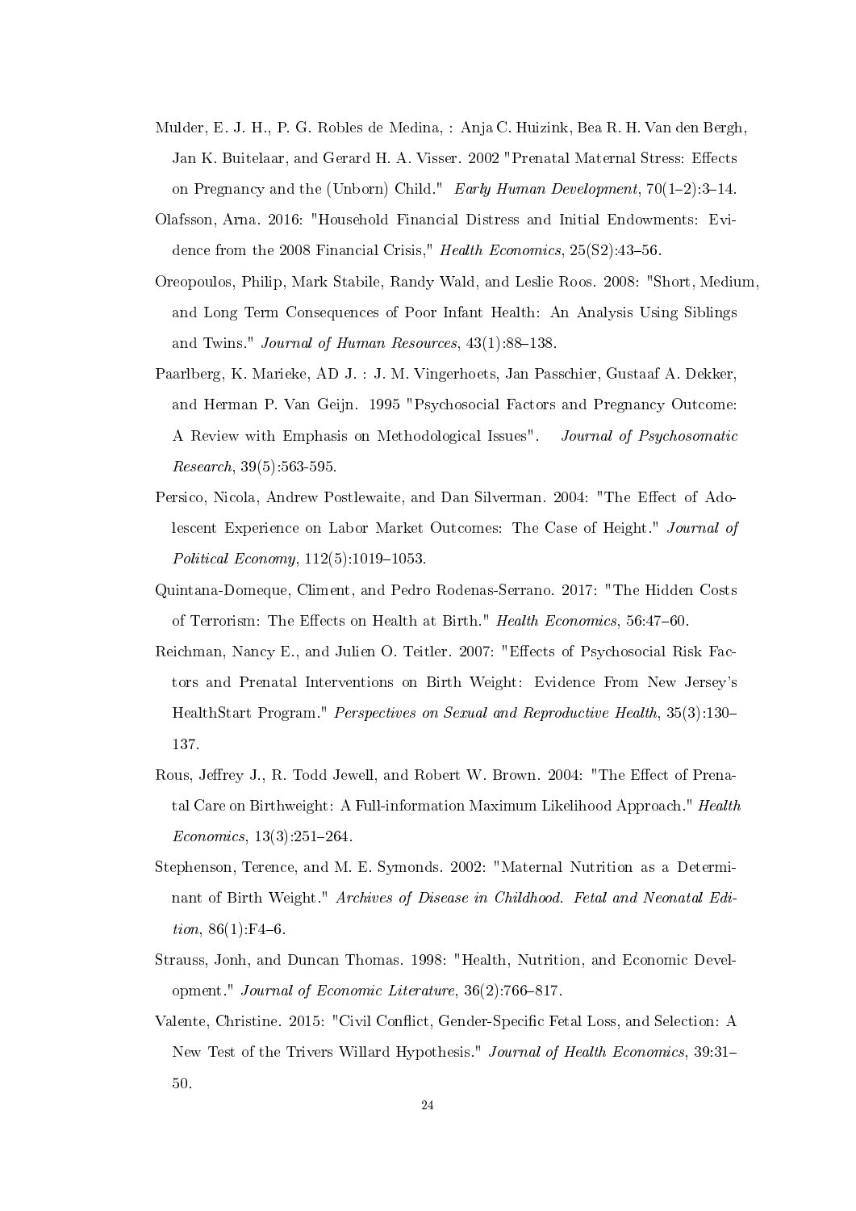Mulder, E. J. H., P. G. Robles de Medina, : Anja C. Huizink, Bea R. H. Van den Bergh, Jan K. Buitelaar, and Gerard H. A. Visser. 2002 "Prenatal Maternal Stress: Effects on Pregnancy and the (Unborn) Child." *Early Human Development*, 70(1–2):3–14.

Olafsson, Arna. 2016: "Household Financial Distress and Initial Endowments: Evidence from the 2008 Financial Crisis," *Health Economics*, 25(S2):43–56.

Oreopoulos, Philip, Mark Stabile, Randy Wald, and Leslie Roos. 2008: "Short, Medium, and Long Term Consequences of Poor Infant Health: An Analysis Using Siblings and Twins." *Journal of Human Resources*, 43(1):88–138.

Paarlberg, K. Marieke, AD J. : J. M. Vingerhoets, Jan Passchier, Gustaaf A. Dekker, and Herman P. Van Geijn. 1995 "Psychosocial Factors and Pregnancy Outcome: A Review with Emphasis on Methodological Issues". *Journal of Psychosomatic Research*, 39(5):563-595.

Persico, Nicola, Andrew Postlewaite, and Dan Silverman. 2004: "The Effect of Adolescent Experience on Labor Market Outcomes: The Case of Height." *Journal of Political Economy*, 112(5):1019–1053.

Quintana-Domeque, Climent, and Pedro Rodenas-Serrano. 2017: "The Hidden Costs of Terrorism: The Effects on Health at Birth." *Health Economics*, 56:47–60.

Reichman, Nancy E., and Julien O. Teitler. 2007: "Effects of Psychosocial Risk Factors and Prenatal Interventions on Birth Weight: Evidence From New Jersey's HealthStart Program." *Perspectives on Sexual and Reproductive Health*, 35(3):130–137.

Rous, Jeffrey J., R. Todd Jewell, and Robert W. Brown. 2004: "The Effect of Prenatal Care on Birthweight: A Full-information Maximum Likelihood Approach." *Health Economics*, 13(3):251–264.

Stephenson, Terence, and M. E. Symonds. 2002: "Maternal Nutrition as a Determinant of Birth Weight." *Archives of Disease in Childhood. Fetal and Neonatal Edition*, 86(1):F4–6.

Strauss, Jonh, and Duncan Thomas. 1998: "Health, Nutrition, and Economic Development." *Journal of Economic Literature*, 36(2):766–817.

Valente, Christine. 2015: "Civil Conflict, Gender-Specific Fetal Loss, and Selection: A New Test of the Trivers Willard Hypothesis." *Journal of Health Economics*, 39:31–50.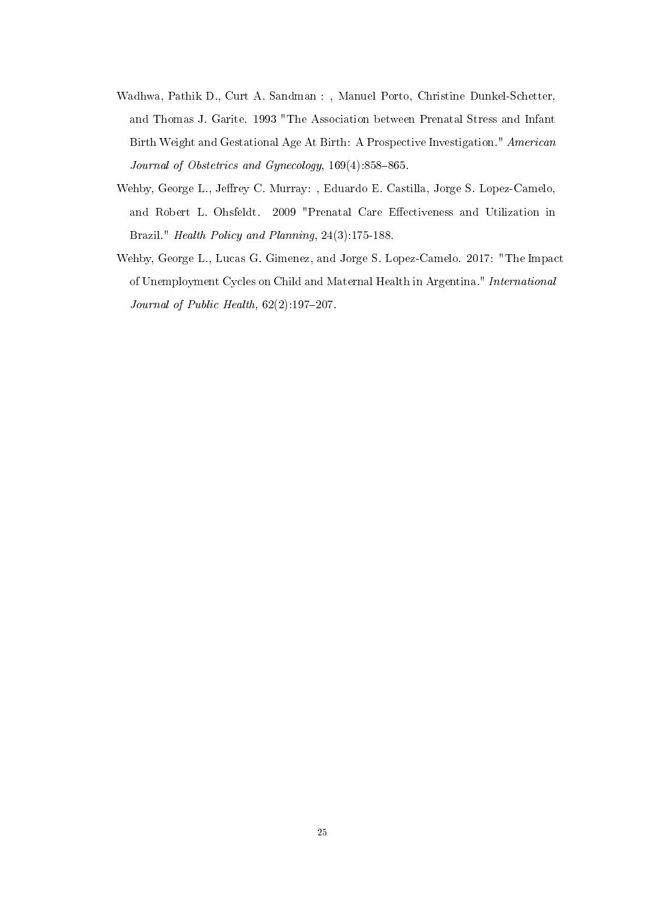Wadhwa, Pathik D., Curt A. Sandman : , Manuel Porto, Christine Dunkel-Schetter, and Thomas J. Garite. 1993 "The Association between Prenatal Stress and Infant Birth Weight and Gestational Age At Birth: A Prospective Investigation." *American Journal of Obstetrics and Gynecology*, 169(4):858–865.

Wehby, George L., Jeffrey C. Murray: , Eduardo E. Castilla, Jorge S. Lopez-Camelo, and Robert L. Ohsfeldt. 2009 "Prenatal Care Effectiveness and Utilization in Brazil." *Health Policy and Planning*, 24(3):175-188.

Wehby, George L., Lucas G. Gimenez, and Jorge S. Lopez-Camelo. 2017: "The Impact of Unemployment Cycles on Child and Maternal Health in Argentina." *International Journal of Public Health*, 62(2):197–207.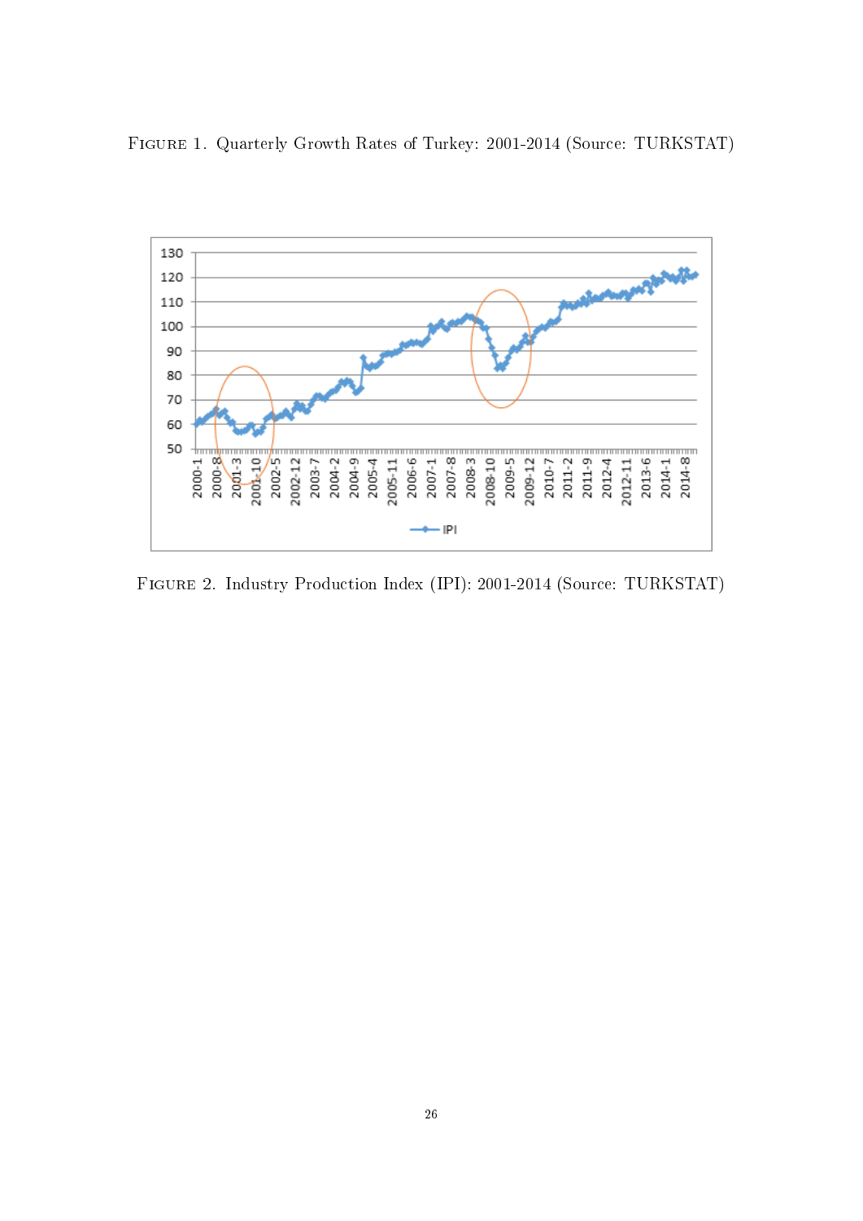Figure 1. Quarterly Growth Rates of Turkey: 2001-2014 (Source: TURKSTAT)

Figure 2. Industry Production Index (IPI): 2001-2014 (Source: TURKSTAT)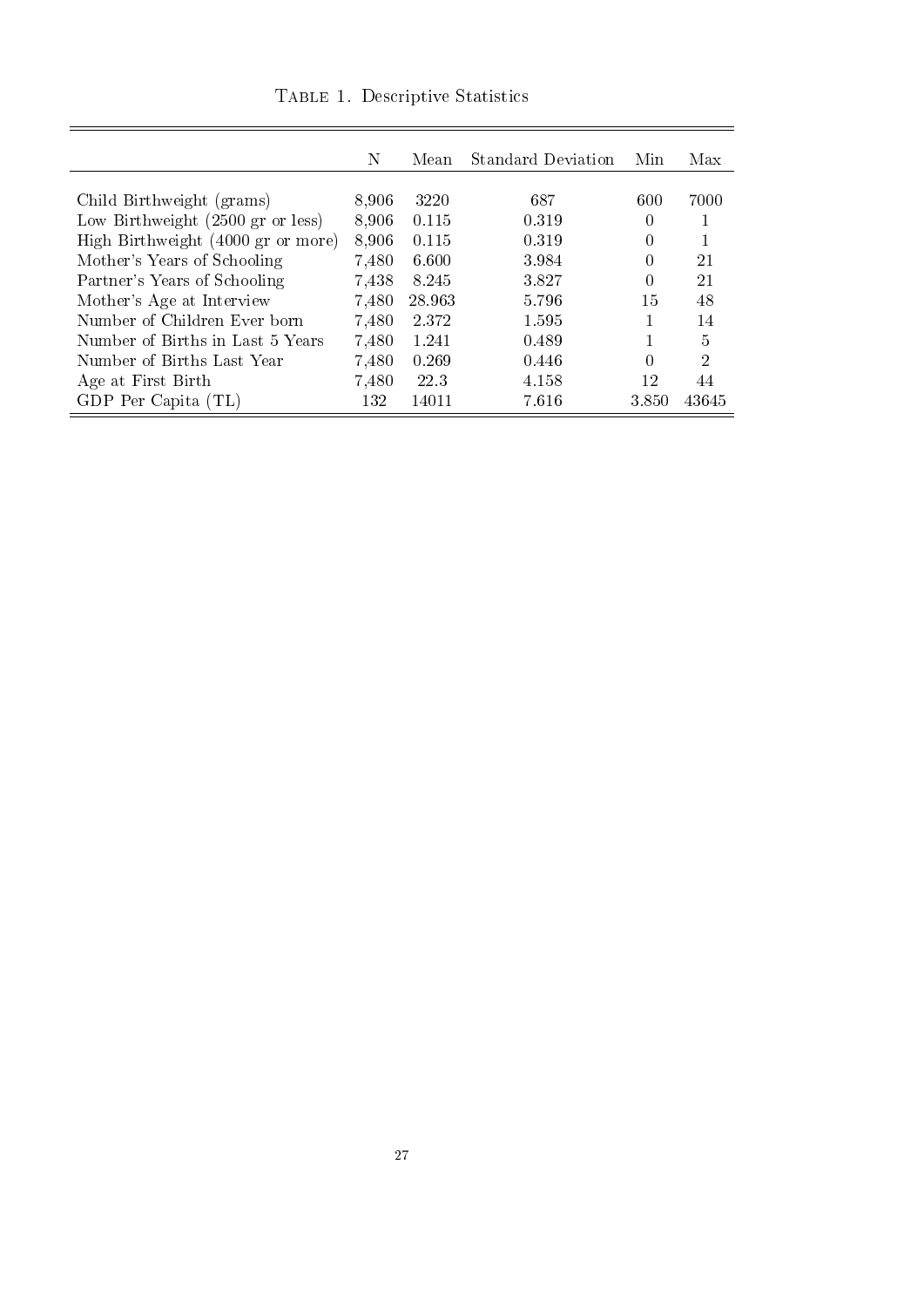Table 1. Descriptive Statistics

| | N | Mean | Standard Deviation | Min | Max |
|---|---|---|---|---|---|
| Child Birthweight (grams) | 8,906 | 3220 | 687 | 600 | 7000 |
| Low Birthweight (2500 gr or less) | 8,906 | 0.115 | 0.319 | 0 | 1 |
| High Birthweight (4000 gr or more) | 8,906 | 0.115 | 0.319 | 0 | 1 |
| Mother's Years of Schooling | 7,480 | 6.600 | 3.984 | 0 | 21 |
| Partner's Years of Schooling | 7,438 | 8.245 | 3.827 | 0 | 21 |
| Mother's Age at Interview | 7,480 | 28.963 | 5.796 | 15 | 48 |
| Number of Children Ever born | 7,480 | 2.372 | 1.595 | 1 | 14 |
| Number of Births in Last 5 Years | 7,480 | 1.241 | 0.489 | 1 | 5 |
| Number of Births Last Year | 7,480 | 0.269 | 0.446 | 0 | 2 |
| Age at First Birth | 7,480 | 22.3 | 4.158 | 12 | 44 |
| GDP Per Capita (TL) | 132 | 14011 | 7.616 | 3.850 | 43645 |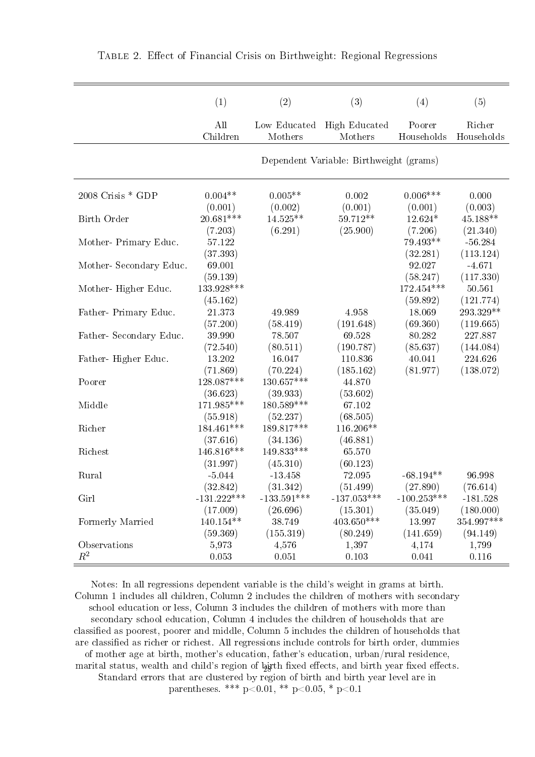Table 2. Effect of Financial Crisis on Birthweight: Regional Regressions

| | (1) | (2) | (3) | (4) | (5) |
|---|---|---|---|---|---|
| | All Children | Low Educated Mothers | High Educated Mothers | Poorer Households | Richer Households |
| | Dependent Variable: Birthweight (grams) | | | | |
| 2008 Crisis * GDP | 0.004** | 0.005** | 0.002 | 0.006*** | 0.000 |
| | (0.001) | (0.002) | (0.001) | (0.001) | (0.003) |
| Birth Order | 20.681*** | 14.525** | 59.712** | 12.624* | 45.188** |
| | (7.203) | (6.291) | (25.900) | (7.206) | (21.340) |
| Mother- Primary Educ. | 57.122 | | | 79.493** | -56.284 |
| | (37.393) | | | (32.281) | (113.124) |
| Mother- Secondary Educ. | 69.001 | | | 92.027 | -4.671 |
| | (59.139) | | | (58.247) | (117.330) |
| Mother- Higher Educ. | 133.928*** | | | 172.454*** | 50.561 |
| | (45.162) | | | (59.892) | (121.774) |
| Father- Primary Educ. | 21.373 | 49.989 | 4.958 | 18.069 | 293.329** |
| | (57.200) | (58.419) | (191.648) | (69.360) | (119.665) |
| Father- Secondary Educ. | 39.990 | 78.507 | 69.528 | 80.282 | 227.887 |
| | (72.540) | (80.511) | (190.787) | (85.637) | (144.084) |
| Father- Higher Educ. | 13.202 | 16.047 | 110.836 | 40.041 | 224.626 |
| | (71.869) | (70.224) | (185.162) | (81.977) | (138.072) |
| Poorer | 128.087*** | 130.657*** | 44.870 | | |
| | (36.623) | (39.933) | (53.602) | | |
| Middle | 171.985*** | 180.589*** | 67.102 | | |
| | (55.918) | (52.237) | (68.505) | | |
| Richer | 184.461*** | 189.817*** | 116.206** | | |
| | (37.616) | (34.136) | (46.881) | | |
| Richest | 146.816*** | 149.833*** | 65.570 | | |
| | (31.997) | (45.310) | (60.123) | | |
| Rural | -5.044 | -13.458 | 72.095 | -68.194** | 96.998 |
| | (32.842) | (31.342) | (51.499) | (27.890) | (76.614) |
| Girl | -131.222*** | -133.591*** | -137.053*** | -100.253*** | -181.528 |
| | (17.009) | (26.696) | (15.301) | (35.049) | (180.000) |
| Formerly Married | 140.154** | 38.749 | 403.650*** | 13.997 | 354.997*** |
| | (59.369) | (155.319) | (80.249) | (141.659) | (94.149) |
| Observations | 5,973 | 4,576 | 1,397 | 4,174 | 1,799 |
| $R^2$ | 0.053 | 0.051 | 0.103 | 0.041 | 0.116 |

Notes: In all regressions dependent variable is the child's weight in grams at birth. Column 1 includes all children, Column 2 includes the children of mothers with secondary school education or less, Column 3 includes the children of mothers with more than secondary school education, Column 4 includes the children of households that are classified as poorest, poorer and middle, Column 5 includes the children of households that are classified as richer or richest. All regressions include controls for birth order, dummies of mother age at birth, mother's education, father's education, urban/rural residence, marital status, wealth and child's region of birth fixed effects, and birth year fixed effects. Standard errors that are clustered by region of birth and birth year level are in parentheses. *** p<0.01, ** p<0.05, * p<0.1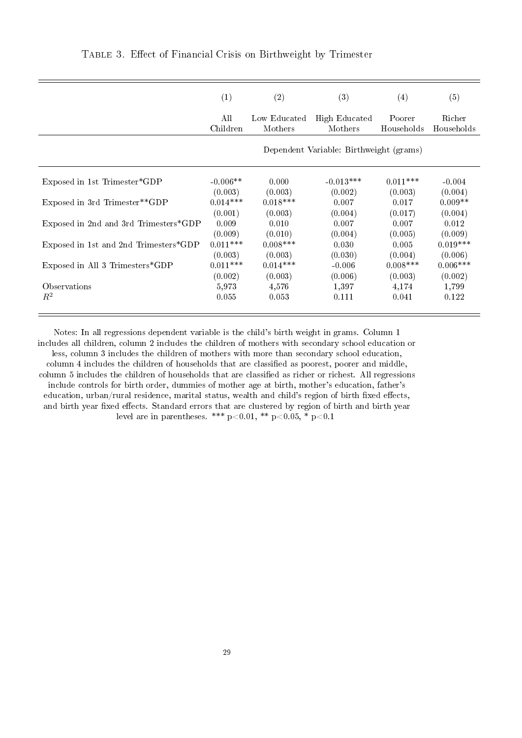TABLE 3. Effect of Financial Crisis on Birthweight by Trimester

| | (1) | (2) | (3) | (4) | (5) |
|---|---|---|---|---|---|
| | All Children | Low Educated Mothers | High Educated Mothers | Poorer Households | Richer Households |
| | Dependent Variable: Birthweight (grams) | | | | |
| Exposed in 1st Trimester*GDP | -0.006** | 0.000 | -0.013*** | 0.011*** | -0.004 |
| | (0.003) | (0.003) | (0.002) | (0.003) | (0.004) |
| Exposed in 3rd Trimester**GDP | 0.014*** | 0.018*** | 0.007 | 0.017 | 0.009** |
| | (0.001) | (0.003) | (0.004) | (0.017) | (0.004) |
| Exposed in 2nd and 3rd Trimesters*GDP | 0.009 | 0.010 | 0.007 | 0.007 | 0.012 |
| | (0.009) | (0.010) | (0.004) | (0.005) | (0.009) |
| Exposed in 1st and 2nd Trimesters*GDP | 0.011*** | 0.008*** | 0.030 | 0.005 | 0.019*** |
| | (0.003) | (0.003) | (0.030) | (0.004) | (0.006) |
| Exposed in All 3 Trimesters*GDP | 0.011*** | 0.014*** | -0.006 | 0.008*** | 0.006*** |
| | (0.002) | (0.003) | (0.006) | (0.003) | (0.002) |
| Observations | 5,973 | 4,576 | 1,397 | 4,174 | 1,799 |
| $R^2$ | 0.055 | 0.053 | 0.111 | 0.041 | 0.122 |

Notes: In all regressions dependent variable is the child's birth weight in grams. Column 1 includes all children, column 2 includes the children of mothers with secondary school education or less, column 3 includes the children of mothers with more than secondary school education, column 4 includes the children of households that are classified as poorest, poorer and middle, column 5 includes the children of households that are classified as richer or richest. All regressions include controls for birth order, dummies of mother age at birth, mother's education, father's education, urban/rural residence, marital status, wealth and child's region of birth fixed effects, and birth year fixed effects. Standard errors that are clustered by region of birth and birth year level are in parentheses. *** $p<0.01$, ** $p<0.05$, * $p<0.1$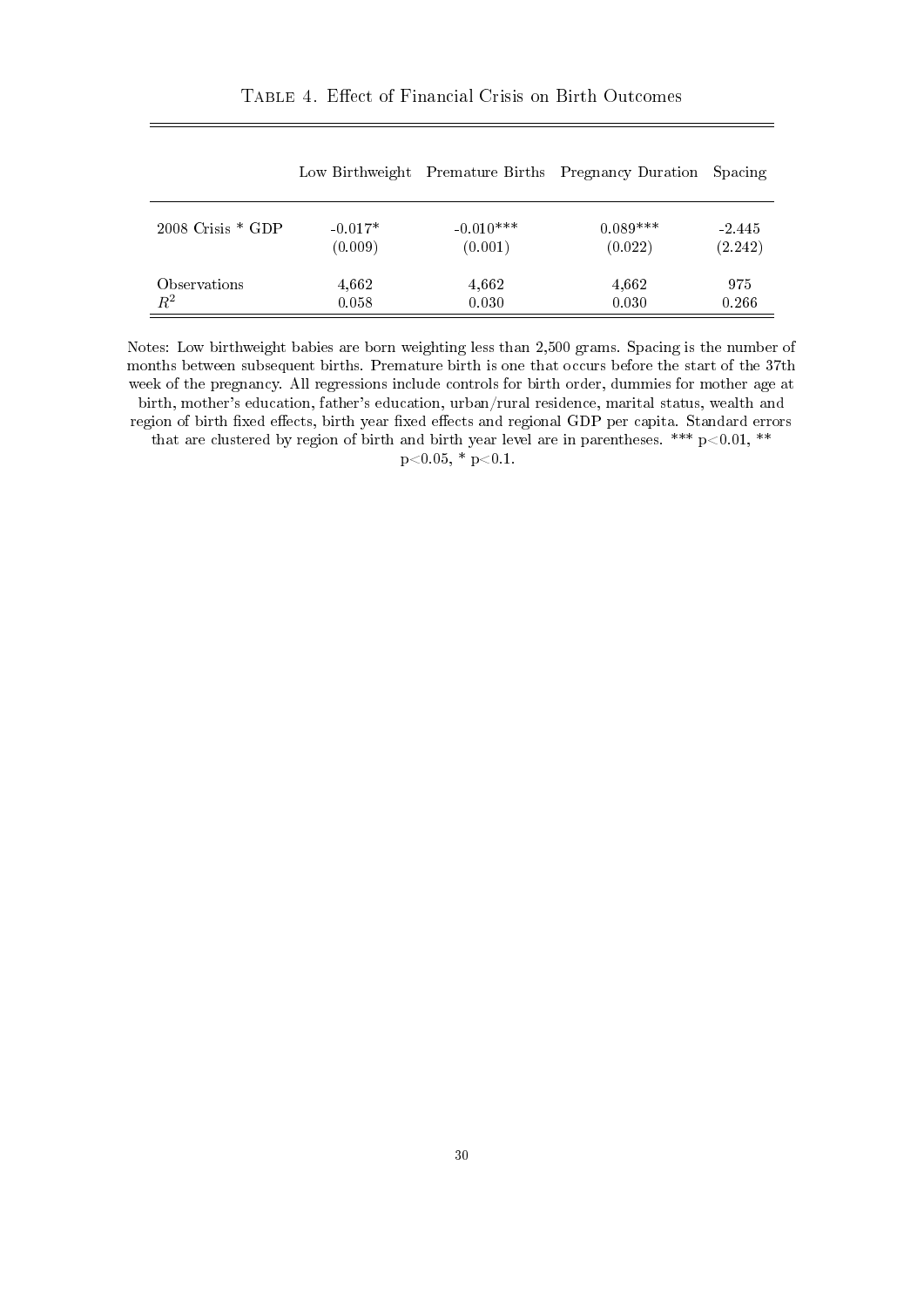Table 4. Effect of Financial Crisis on Birth Outcomes

| | Low Birthweight | Premature Births | Pregnancy Duration | Spacing |
|---|---|---|---|---|
| 2008 Crisis * GDP | -0.017* | -0.010*** | 0.089*** | -2.445 |
| | (0.009) | (0.001) | (0.022) | (2.242) |
| Observations | 4,662 | 4,662 | 4,662 | 975 |
| $R^2$ | 0.058 | 0.030 | 0.030 | 0.266 |

Notes: Low birthweight babies are born weighting less than 2,500 grams. Spacing is the number of months between subsequent births. Premature birth is one that occurs before the start of the 37th week of the pregnancy. All regressions include controls for birth order, dummies for mother age at birth, mother's education, father's education, urban/rural residence, marital status, wealth and region of birth fixed effects, birth year fixed effects and regional GDP per capita. Standard errors that are clustered by region of birth and birth year level are in parentheses. *** $p<0.01$, ** $p<0.05$, * $p<0.1$.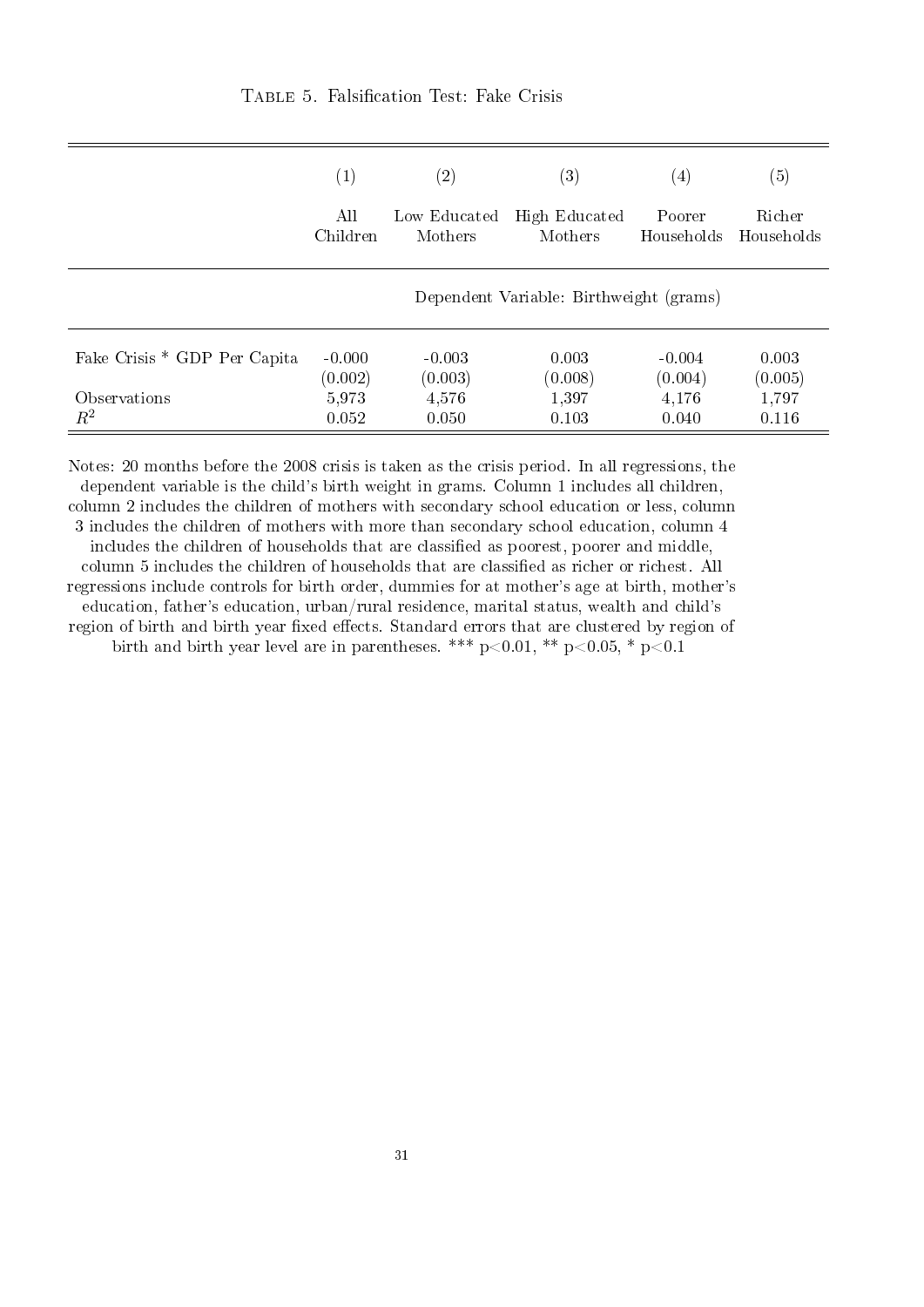Table 5. Falsification Test: Fake Crisis

| | (1) | (2) | (3) | (4) | (5) |
|---|---|---|---|---|---|
| | All Children | Low Educated Mothers | High Educated Mothers | Poorer Households | Richer Households |
| | Dependent Variable: Birthweight (grams) | | | | |
| Fake Crisis * GDP Per Capita | -0.000 | -0.003 | 0.003 | -0.004 | 0.003 |
| | (0.002) | (0.003) | (0.008) | (0.004) | (0.005) |
| Observations | 5,973 | 4,576 | 1,397 | 4,176 | 1,797 |
| $R^2$ | 0.052 | 0.050 | 0.103 | 0.040 | 0.116 |

Notes: 20 months before the 2008 crisis is taken as the crisis period. In all regressions, the dependent variable is the child's birth weight in grams. Column 1 includes all children, column 2 includes the children of mothers with secondary school education or less, column 3 includes the children of mothers with more than secondary school education, column 4 includes the children of households that are classified as poorest, poorer and middle, column 5 includes the children of households that are classified as richer or richest. All regressions include controls for birth order, dummies for at mother's age at birth, mother's education, father's education, urban/rural residence, marital status, wealth and child's region of birth and birth year fixed effects. Standard errors that are clustered by region of birth and birth year level are in parentheses. *** $p<0.01$, ** $p<0.05$, * $p<0.1$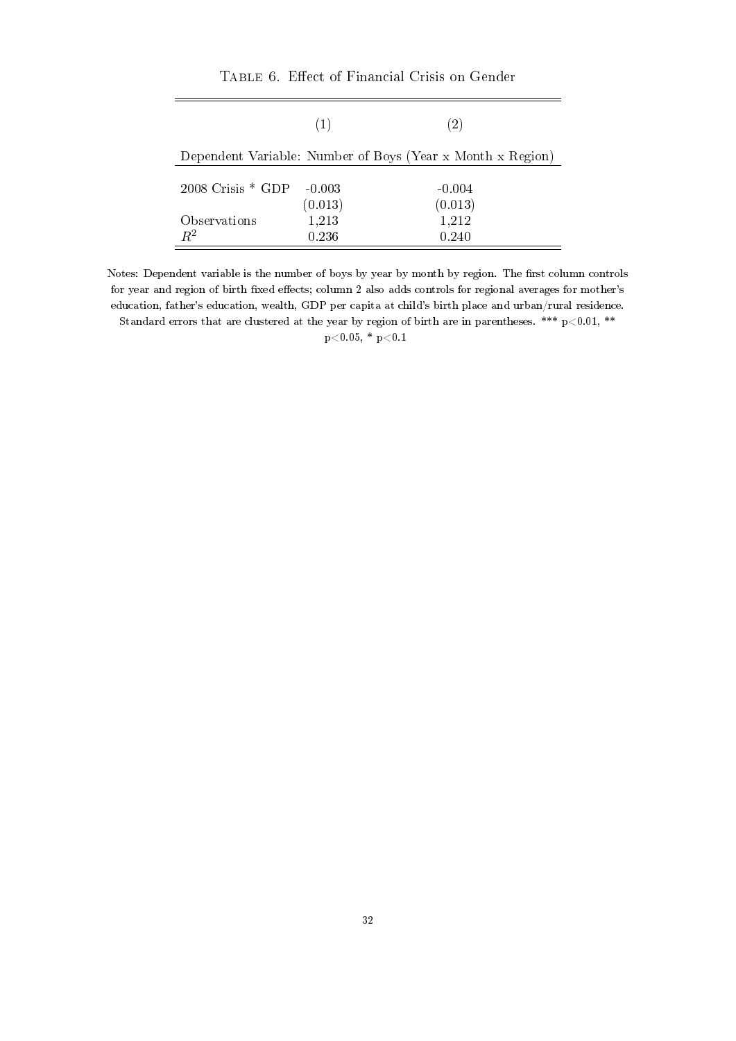TABLE 6. Effect of Financial Crisis on Gender

| | (1) | (2) |
|---|---|---|
| Dependent Variable: Number of Boys (Year x Month x Region) | | |
| 2008 Crisis * GDP | -0.003 | -0.004 |
| | (0.013) | (0.013) |
| Observations | 1,213 | 1,212 |
| $R^2$ | 0.236 | 0.240 |

Notes: Dependent variable is the number of boys by year by month by region. The first column controls for year and region of birth fixed effects; column 2 also adds controls for regional averages for mother's education, father's education, wealth, GDP per capita at child's birth place and urban/rural residence. Standard errors that are clustered at the year by region of birth are in parentheses. *** $p<0.01$, ** $p<0.05$, * $p<0.1$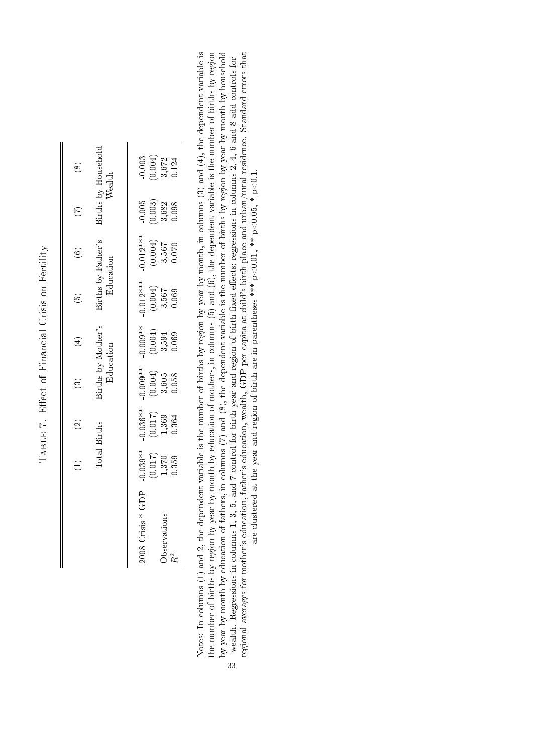Table 7. Effect of Financial Crisis on Fertility

| | (1) | (2) | (3) | (4) | (5) | (6) | (7) | (8) |
|---|---|---|---|---|---|---|---|---|
| | Total Births | | Births by Mother's Education | | Births by Father's Education | | Births by Household Wealth | |
| 2008 Crisis * GDP | -0.039** | -0.036** | -0.009** | -0.009** | -0.012*** | -0.012*** | -0.005 | -0.003 |
| | (0.017) | (0.017) | (0.004) | (0.004) | (0.004) | (0.004) | (0.003) | (0.004) |
| Observations | 1,370 | 1,369 | 3,605 | 3,594 | 3,567 | 3,567 | 3,682 | 3,672 |
| $R^2$ | 0.359 | 0.364 | 0.058 | 0.069 | 0.069 | 0.070 | 0.098 | 0.124 |

Notes: In columns (1) and 2, the dependent variable is the number of births by region by year by month, in columns (3) and (4), the dependent variable is the number of births by region by year by month by education of mothers, in columns (5) and (6), the dependent variable is the number of births by region by year by month by education of fathers, in columns (7) and (8), the dependent variable is the number of births by region by year by month by household wealth. Regressions in columns 1, 3, 5, and 7 control for birth year and region of birth fixed effects; regressions in columns 2, 4, 6 and 8 add controls for regional averages for mother's education, father's education, wealth, GDP per capita at child's birth place and urban/rural residence. Standard errors that are clustered at the year and region of birth are in parentheses *** p<0.01, ** p<0.05, * p<0.1.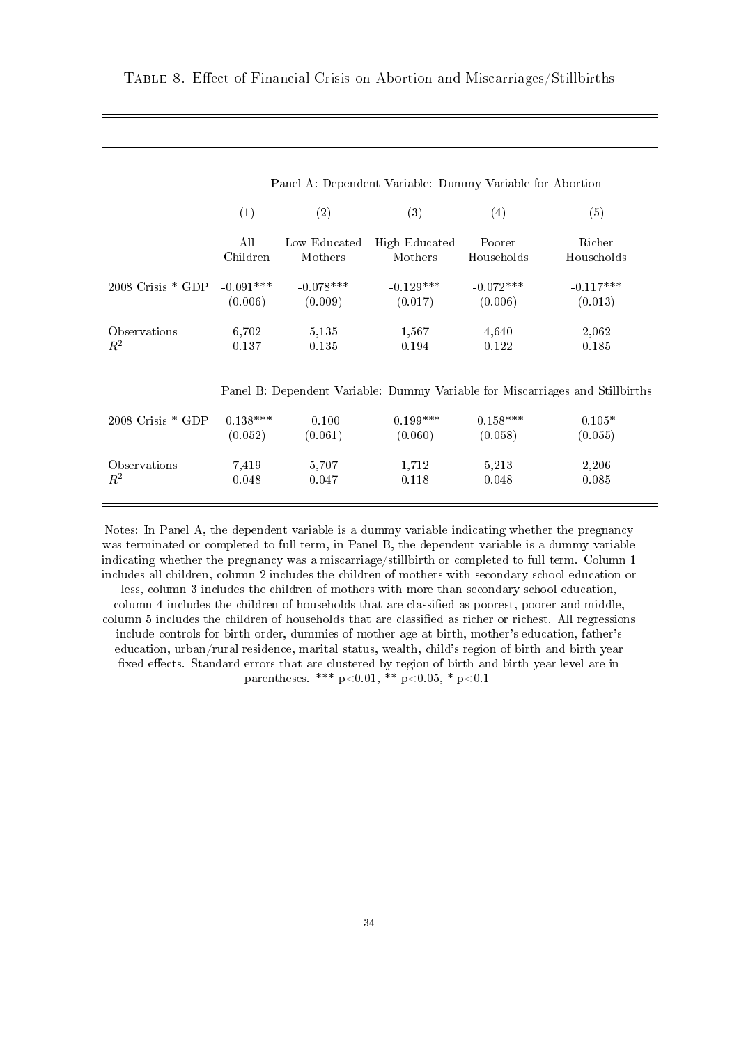Table 8. Effect of Financial Crisis on Abortion and Miscarriages/Stillbirths

| | Panel A: Dependent Variable: Dummy Variable for Abortion | | | | |
|---|---|---|---|---|---|
| | (1) | (2) | (3) | (4) | (5) |
| | All Children | Low Educated Mothers | High Educated Mothers | Poorer Households | Richer Households |
| 2008 Crisis * GDP | -0.091*** | -0.078*** | -0.129*** | -0.072*** | -0.117*** |
| | (0.006) | (0.009) | (0.017) | (0.006) | (0.013) |
| Observations | 6,702 | 5,135 | 1,567 | 4,640 | 2,062 |
| $R^2$ | 0.137 | 0.135 | 0.194 | 0.122 | 0.185 |
| | Panel B: Dependent Variable: Dummy Variable for Miscarriages and Stillbirths | | | | |
| 2008 Crisis * GDP | -0.138*** | -0.100 | -0.199*** | -0.158*** | -0.105* |
| | (0.052) | (0.061) | (0.060) | (0.058) | (0.055) |
| Observations | 7,419 | 5,707 | 1,712 | 5,213 | 2,206 |
| $R^2$ | 0.048 | 0.047 | 0.118 | 0.048 | 0.085 |

Notes: In Panel A, the dependent variable is a dummy variable indicating whether the pregnancy was terminated or completed to full term, in Panel B, the dependent variable is a dummy variable indicating whether the pregnancy was a miscarriage/stillbirth or completed to full term. Column 1 includes all children, column 2 includes the children of mothers with secondary school education or less, column 3 includes the children of mothers with more than secondary school education, column 4 includes the children of households that are classified as poorest, poorer and middle, column 5 includes the children of households that are classified as richer or richest. All regressions include controls for birth order, dummies of mother age at birth, mother's education, father's education, urban/rural residence, marital status, wealth, child's region of birth and birth year fixed effects. Standard errors that are clustered by region of birth and birth year level are in parentheses. *** p<0.01, ** p<0.05, * p<0.1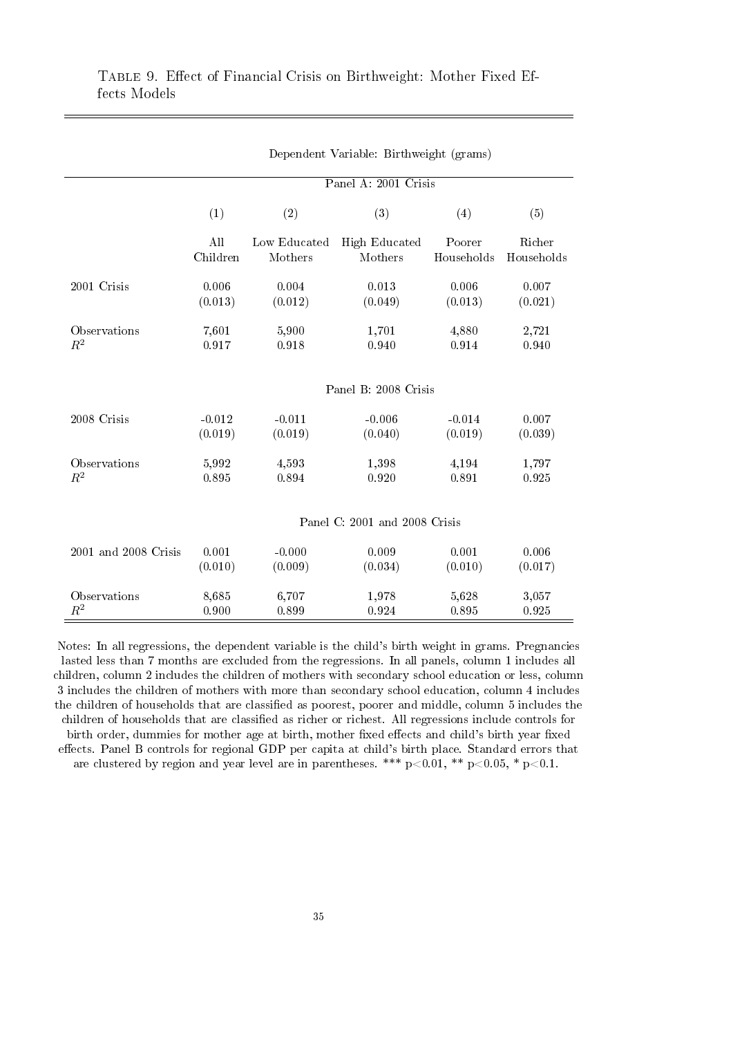TABLE 9. Effect of Financial Crisis on Birthweight: Mother Fixed Effects Models

| | Dependent Variable: Birthweight (grams) | | | | |
|---|---|---|---|---|---|
| | Panel A: 2001 Crisis | | | | |
| | (1) | (2) | (3) | (4) | (5) |
| | All Children | Low Educated Mothers | High Educated Mothers | Poorer Households | Richer Households |
| 2001 Crisis | 0.006 | 0.004 | 0.013 | 0.006 | 0.007 |
| | (0.013) | (0.012) | (0.049) | (0.013) | (0.021) |
| Observations | 7,601 | 5,900 | 1,701 | 4,880 | 2,721 |
| $R^2$ | 0.917 | 0.918 | 0.940 | 0.914 | 0.940 |
| | Panel B: 2008 Crisis | | | | |
| 2008 Crisis | -0.012 | -0.011 | -0.006 | -0.014 | 0.007 |
| | (0.019) | (0.019) | (0.040) | (0.019) | (0.039) |
| Observations | 5,992 | 4,593 | 1,398 | 4,194 | 1,797 |
| $R^2$ | 0.895 | 0.894 | 0.920 | 0.891 | 0.925 |
| | Panel C: 2001 and 2008 Crisis | | | | |
| 2001 and 2008 Crisis | 0.001 | -0.000 | 0.009 | 0.001 | 0.006 |
| | (0.010) | (0.009) | (0.034) | (0.010) | (0.017) |
| Observations | 8,685 | 6,707 | 1,978 | 5,628 | 3,057 |
| $R^2$ | 0.900 | 0.899 | 0.924 | 0.895 | 0.925 |

Notes: In all regressions, the dependent variable is the child's birth weight in grams. Pregnancies lasted less than 7 months are excluded from the regressions. In all panels, column 1 includes all children, column 2 includes the children of mothers with secondary school education or less, column 3 includes the children of mothers with more than secondary school education, column 4 includes the children of households that are classified as poorest, poorer and middle, column 5 includes the children of households that are classified as richer or richest. All regressions include controls for birth order, dummies for mother age at birth, mother fixed effects and child's birth year fixed effects. Panel B controls for regional GDP per capita at child's birth place. Standard errors that are clustered by region and year level are in parentheses. *** $p<0.01$, ** $p<0.05$, * $p<0.1$.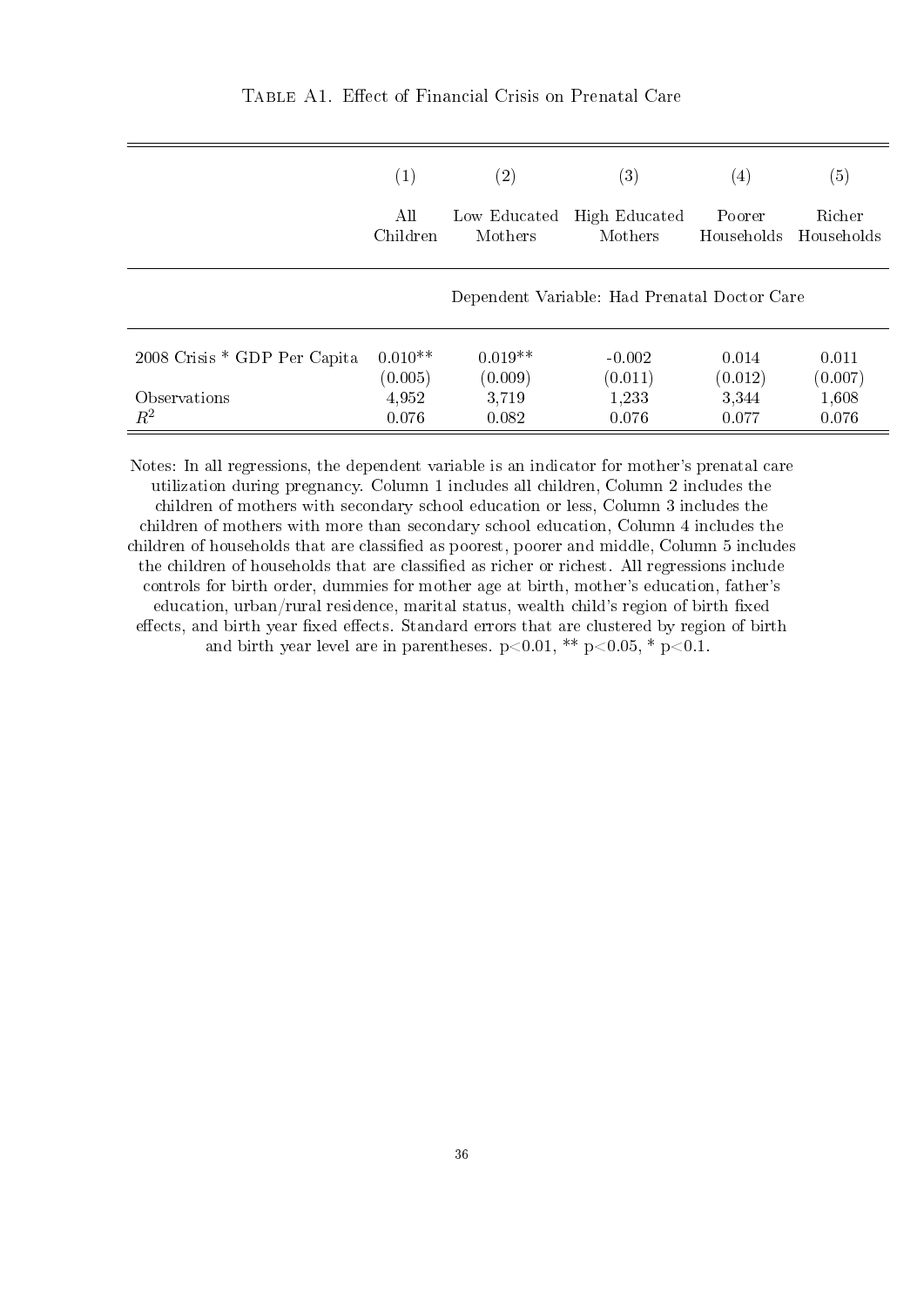Table A1. Effect of Financial Crisis on Prenatal Care

| | (1) | (2) | (3) | (4) | (5) |
|---|---|---|---|---|---|
| | All Children | Low Educated Mothers | High Educated Mothers | Poorer Households | Richer Households |
| | Dependent Variable: Had Prenatal Doctor Care | | | | |
| 2008 Crisis * GDP Per Capita | 0.010** | 0.019** | -0.002 | 0.014 | 0.011 |
| | (0.005) | (0.009) | (0.011) | (0.012) | (0.007) |
| Observations | 4,952 | 3,719 | 1,233 | 3,344 | 1,608 |
| $R^2$ | 0.076 | 0.082 | 0.076 | 0.077 | 0.076 |

Notes: In all regressions, the dependent variable is an indicator for mother's prenatal care utilization during pregnancy. Column 1 includes all children, Column 2 includes the children of mothers with secondary school education or less, Column 3 includes the children of mothers with more than secondary school education, Column 4 includes the children of households that are classified as poorest, poorer and middle, Column 5 includes the children of households that are classified as richer or richest. All regressions include controls for birth order, dummies for mother age at birth, mother's education, father's education, urban/rural residence, marital status, wealth child's region of birth fixed effects, and birth year fixed effects. Standard errors that are clustered by region of birth and birth year level are in parentheses. p<0.01, ** p<0.05, * p<0.1.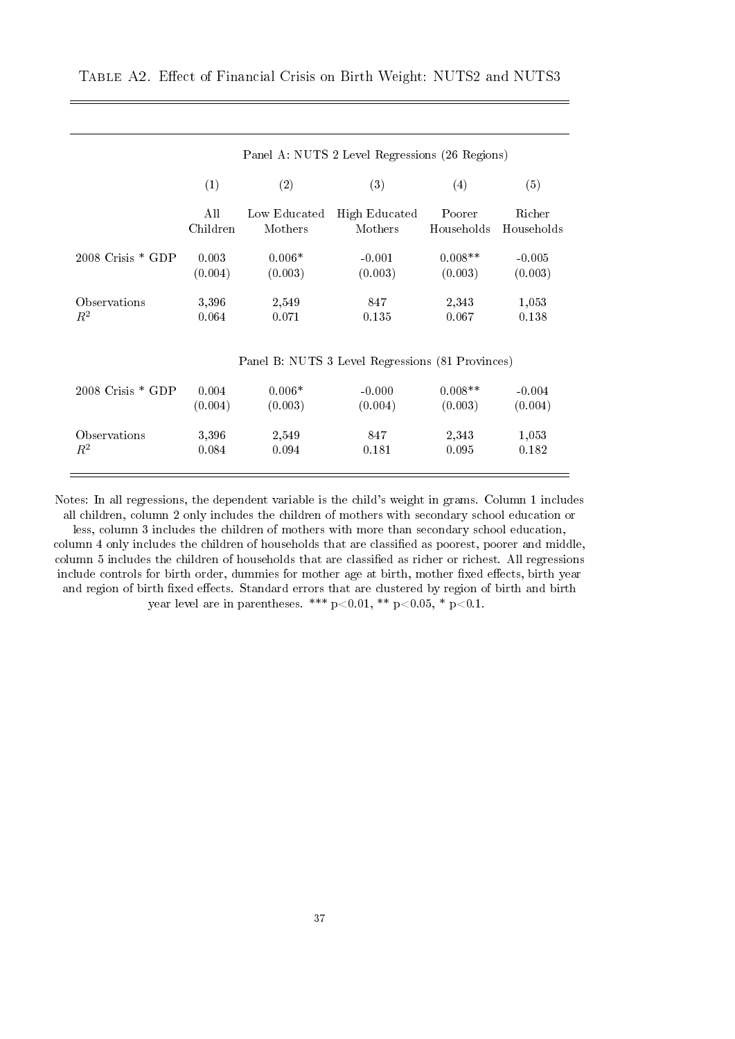Table A2. Effect of Financial Crisis on Birth Weight: NUTS2 and NUTS3

| | Panel A: NUTS 2 Level Regressions (26 Regions) | | | | |
|---|---|---|---|---|---|
| | (1) | (2) | (3) | (4) | (5) |
| | All Children | Low Educated Mothers | High Educated Mothers | Poorer Households | Richer Households |
| 2008 Crisis * GDP | 0.003 | 0.006* | -0.001 | 0.008** | -0.005 |
| | (0.004) | (0.003) | (0.003) | (0.003) | (0.003) |
| Observations | 3,396 | 2,549 | 847 | 2,343 | 1,053 |
| $R^2$ | 0.064 | 0.071 | 0.135 | 0.067 | 0.138 |
| | Panel B: NUTS 3 Level Regressions (81 Provinces) | | | | |
| 2008 Crisis * GDP | 0.004 | 0.006* | -0.000 | 0.008** | -0.004 |
| | (0.004) | (0.003) | (0.004) | (0.003) | (0.004) |
| Observations | 3,396 | 2,549 | 847 | 2,343 | 1,053 |
| $R^2$ | 0.084 | 0.094 | 0.181 | 0.095 | 0.182 |

Notes: In all regressions, the dependent variable is the child's weight in grams. Column 1 includes all children, column 2 only includes the children of mothers with secondary school education or less, column 3 includes the children of mothers with more than secondary school education, column 4 only includes the children of households that are classified as poorest, poorer and middle, column 5 includes the children of households that are classified as richer or richest. All regressions include controls for birth order, dummies for mother age at birth, mother fixed effects, birth year and region of birth fixed effects. Standard errors that are clustered by region of birth and birth year level are in parentheses. *** $p<0.01$, ** $p<0.05$, * $p<0.1$.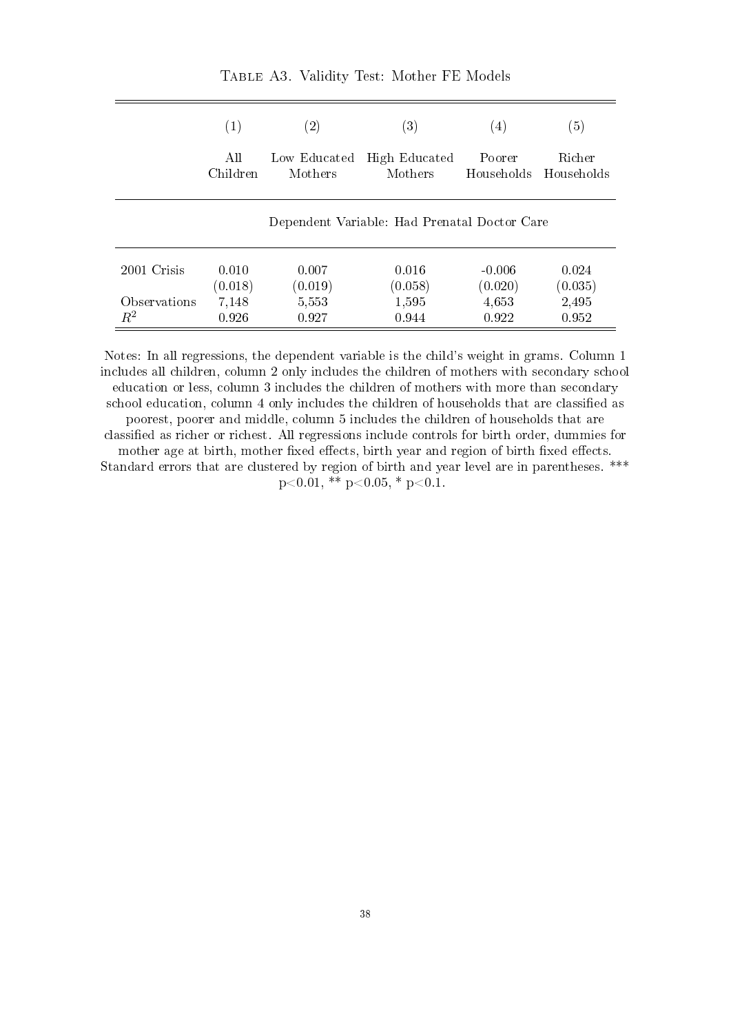Table A3. Validity Test: Mother FE Models

| | (1) | (2) | (3) | (4) | (5) |
|---|---|---|---|---|---|
| | All Children | Low Educated Mothers | High Educated Mothers | Poorer Households | Richer Households |
| | Dependent Variable: Had Prenatal Doctor Care | | | | |
| 2001 Crisis | 0.010 | 0.007 | 0.016 | -0.006 | 0.024 |
| | (0.018) | (0.019) | (0.058) | (0.020) | (0.035) |
| Observations | 7,148 | 5,553 | 1,595 | 4,653 | 2,495 |
| $R^2$ | 0.926 | 0.927 | 0.944 | 0.922 | 0.952 |

Notes: In all regressions, the dependent variable is the child's weight in grams. Column 1 includes all children, column 2 only includes the children of mothers with secondary school education or less, column 3 includes the children of mothers with more than secondary school education, column 4 only includes the children of households that are classified as poorest, poorer and middle, column 5 includes the children of households that are classified as richer or richest. All regressions include controls for birth order, dummies for mother age at birth, mother fixed effects, birth year and region of birth fixed effects. Standard errors that are clustered by region of birth and year level are in parentheses. *** $p<0.01$, ** $p<0.05$, * $p<0.1$.